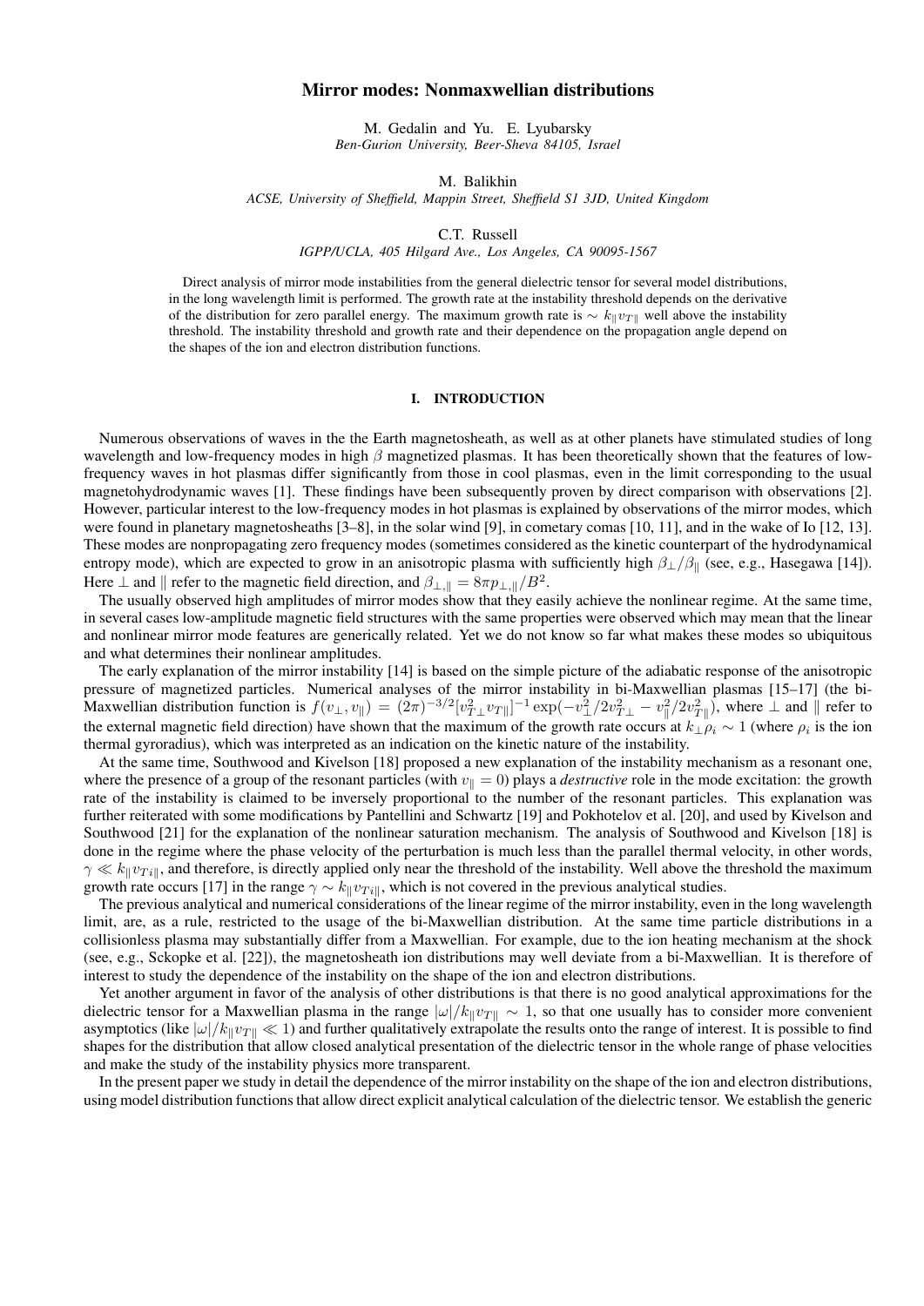# Mirror modes: Nonmaxwellian distributions

M. Gedalin and Yu. E. Lyubarsky
*Ben-Gurion University, Beer-Sheva 84105, Israel*

M. Balikhin
*ACSE, University of Sheffield, Mappin Street, Sheffield S1 3JD, United Kingdom*

C.T. Russell
*IGPP/UCLA, 405 Hilgard Ave., Los Angeles, CA 90095-1567*

Direct analysis of mirror mode instabilities from the general dielectric tensor for several model distributions, in the long wavelength limit is performed. The growth rate at the instability threshold depends on the derivative of the distribution for zero parallel energy. The maximum growth rate is $\sim k_\parallel v_{T\parallel}$ well above the instability threshold. The instability threshold and growth rate and their dependence on the propagation angle depend on the shapes of the ion and electron distribution functions.

## I. INTRODUCTION

Numerous observations of waves in the the Earth magnetosheath, as well as at other planets have stimulated studies of long wavelength and low-frequency modes in high $\beta$ magnetized plasmas. It has been theoretically shown that the features of low-frequency waves in hot plasmas differ significantly from those in cool plasmas, even in the limit corresponding to the usual magnetohydrodynamic waves [1]. These findings have been subsequently proven by direct comparison with observations [2]. However, particular interest to the low-frequency modes in hot plasmas is explained by observations of the mirror modes, which were found in planetary magnetosheaths [3–8], in the solar wind [9], in cometary comas [10, 11], and in the wake of Io [12, 13]. These modes are nonpropagating zero frequency modes (sometimes considered as the kinetic counterpart of the hydrodynamical entropy mode), which are expected to grow in an anisotropic plasma with sufficiently high $\beta_\perp/\beta_\parallel$ (see, e.g., Hasegawa [14]). Here $\perp$ and $\parallel$ refer to the magnetic field direction, and $\beta_{\perp,\parallel} = 8\pi p_{\perp,\parallel}/B^2$.

The usually observed high amplitudes of mirror modes show that they easily achieve the nonlinear regime. At the same time, in several cases low-amplitude magnetic field structures with the same properties were observed which may mean that the linear and nonlinear mirror mode features are generically related. Yet we do not know so far what makes these modes so ubiquitous and what determines their nonlinear amplitudes.

The early explanation of the mirror instability [14] is based on the simple picture of the adiabatic response of the anisotropic pressure of magnetized particles. Numerical analyses of the mirror instability in bi-Maxwellian plasmas [15–17] (the bi-Maxwellian distribution function is $f(v_\perp, v_\parallel) = (2\pi)^{-3/2}[v_{T\perp}^2 v_{T\parallel}]^{-1}\exp(-v_\perp^2/2v_{T\perp}^2 - v_\parallel^2/2v_{T\parallel}^2)$, where $\perp$ and $\parallel$ refer to the external magnetic field direction) have shown that the maximum of the growth rate occurs at $k_\perp\rho_i \sim 1$ (where $\rho_i$ is the ion thermal gyroradius), which was interpreted as an indication on the kinetic nature of the instability.

At the same time, Southwood and Kivelson [18] proposed a new explanation of the instability mechanism as a resonant one, where the presence of a group of the resonant particles (with $v_\parallel = 0$) plays a *destructive* role in the mode excitation: the growth rate of the instability is claimed to be inversely proportional to the number of the resonant particles. This explanation was further reiterated with some modifications by Pantellini and Schwartz [19] and Pokhotelov et al. [20], and used by Kivelson and Southwood [21] for the explanation of the nonlinear saturation mechanism. The analysis of Southwood and Kivelson [18] is done in the regime where the phase velocity of the perturbation is much less than the parallel thermal velocity, in other words, $\gamma \ll k_\parallel v_{Ti\parallel}$, and therefore, is directly applied only near the threshold of the instability. Well above the threshold the maximum growth rate occurs [17] in the range $\gamma \sim k_\parallel v_{Ti\parallel}$, which is not covered in the previous analytical studies.

The previous analytical and numerical considerations of the linear regime of the mirror instability, even in the long wavelength limit, are, as a rule, restricted to the usage of the bi-Maxwellian distribution. At the same time particle distributions in a collisionless plasma may substantially differ from a Maxwellian. For example, due to the ion heating mechanism at the shock (see, e.g., Sckopke et al. [22]), the magnetosheath ion distributions may well deviate from a bi-Maxwellian. It is therefore of interest to study the dependence of the instability on the shape of the ion and electron distributions.

Yet another argument in favor of the analysis of other distributions is that there is no good analytical approximations for the dielectric tensor for a Maxwellian plasma in the range $|\omega|/k_\parallel v_{T\parallel} \sim 1$, so that one usually has to consider more convenient asymptotics (like $|\omega|/k_\parallel v_{T\parallel} \ll 1$) and further qualitatively extrapolate the results onto the range of interest. It is possible to find shapes for the distribution that allow closed analytical presentation of the dielectric tensor in the whole range of phase velocities and make the study of the instability physics more transparent.

In the present paper we study in detail the dependence of the mirror instability on the shape of the ion and electron distributions, using model distribution functions that allow direct explicit analytical calculation of the dielectric tensor. We establish the generic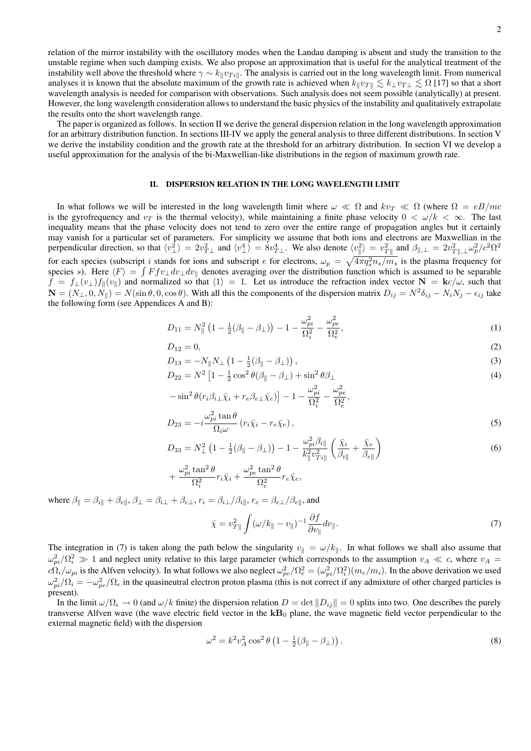relation of the mirror instability with the oscillatory modes when the Landau damping is absent and study the transition to the unstable regime when such damping exists. We also propose an approximation that is useful for the analytical treatment of the instability well above the threshold where $\gamma \sim k_\parallel v_{Ti\parallel}$. The analysis is carried out in the long wavelength limit. From numerical analyses it is known that the absolute maximum of the growth rate is achieved when $k_\parallel v_{T\parallel} \lesssim k_\perp v_{T\perp} \lesssim \Omega$ [17] so that a short wavelength analysis is needed for comparison with observations. Such analysis does not seem possible (analytically) at present. However, the long wavelength consideration allows to understand the basic physics of the instability and qualitatively extrapolate the results onto the short wavelength range.

The paper is organized as follows. In section II we derive the general dispersion relation in the long wavelength approximation for an arbitrary distribution function. In sections III-IV we apply the general analysis to three different distributions. In section V we derive the instability condition and the growth rate at the threshold for an arbitrary distribution. In section VI we develop a useful approximation for the analysis of the bi-Maxwellian-like distributions in the region of maximum growth rate.

## II. DISPERSION RELATION IN THE LONG WAVELENGTH LIMIT

In what follows we will be interested in the long wavelength limit where $\omega \ll \Omega$ and $kv_T \ll \Omega$ (where $\Omega = eB/mc$ is the gyrofrequency and $v_T$ is the thermal velocity), while maintaining a finite phase velocity $0 < \omega/k < \infty$. The last inequality means that the phase velocity does not tend to zero over the entire range of propagation angles but it certainly may vanish for a particular set of parameters. For simplicity we assume that both ions and electrons are Maxwellian in the perpendicular direction, so that $\langle v_\perp^2 \rangle = 2v_{T\perp}^2$ and $\langle v_\perp^4 \rangle = 8v_{T\perp}^4$. We also denote $\langle v_\parallel^2 \rangle = v_{T\parallel}^2$ and $\beta_{\parallel,\perp} = 2v_{T\parallel,\perp}^2 \omega_p^2/c^2\Omega^2$ for each species (subscript $i$ stands for ions and subscript $e$ for electrons, $\omega_p = \sqrt{4\pi q_s^2 n_s/m_s}$ is the plasma frequency for species $s$). Here $\langle F \rangle = \int F f v_\perp dv_\perp dv_\parallel$ denotes averaging over the distribution function which is assumed to be separable $f = f_\perp(v_\perp) f_\parallel(v_\parallel)$ and normalized so that $\langle 1 \rangle = 1$. Let us introduce the refraction index vector $\mathbf{N} = \mathbf{k}c/\omega$, such that $\mathbf{N} = (N_\perp, 0, N_\parallel) = N(\sin\theta, 0, \cos\theta)$. With all this the components of the dispersion matrix $D_{ij} = N^2\delta_{ij} - N_i N_j - \epsilon_{ij}$ take the following form (see Appendices A and B):

$$D_{11} = N_\parallel^2 \left(1 - \tfrac{1}{2}(\beta_\parallel - \beta_\perp)\right) - 1 - \frac{\omega_{pi}^2}{\Omega_i^2} - \frac{\omega_{pe}^2}{\Omega_e^2}, \tag{1}$$

$$D_{12} = 0, \tag{2}$$

$$D_{13} = -N_\parallel N_\perp \left(1 - \tfrac{1}{2}(\beta_\parallel - \beta_\perp)\right), \tag{3}$$

$$D_{22} = N^2 \left[1 - \tfrac{1}{2}\cos^2\theta(\beta_\parallel - \beta_\perp) + \sin^2\theta\beta_\perp \right. \tag{4}$$

$$\left. - \sin^2\theta(r_i\beta_{i\perp}\bar{\chi}_i + r_e\beta_{e\perp}\bar{\chi}_e)\right] - 1 - \frac{\omega_{pi}^2}{\Omega_i^2} - \frac{\omega_{pe}^2}{\Omega_e^2},$$

$$D_{23} = -i\frac{\omega_{pi}^2 \tan\theta}{\Omega_i \omega}\left(r_i\bar{\chi}_i - r_e\bar{\chi}_e\right), \tag{5}$$

$$D_{33} = N_\perp^2 \left(1 - \tfrac{1}{2}(\beta_\parallel - \beta_\perp)\right) - 1 - \frac{\omega_{pi}^2 \beta_{i\parallel}}{k_\parallel^2 v_{Ti\parallel}^2}\left(\frac{\bar{\chi}_i}{\beta_{i\parallel}} + \frac{\bar{\chi}_e}{\beta_{e\parallel}}\right) \tag{6}$$

$$+ \frac{\omega_{pi}^2 \tan^2\theta}{\Omega_i^2} r_i\bar{\chi}_i + \frac{\omega_{pe}^2 \tan^2\theta}{\Omega_e^2} r_e\bar{\chi}_e,$$

where $\beta_\parallel = \beta_{i\parallel} + \beta_{e\parallel}$, $\beta_\perp = \beta_{i\perp} + \beta_{e\perp}$, $r_i = \beta_{i\perp}/\beta_{i\parallel}$, $r_e = \beta_{e\perp}/\beta_{e\parallel}$, and

$$\bar{\chi} = v_{T\parallel}^2 \int (\omega/k_\parallel - v_\parallel)^{-1} \frac{\partial f}{\partial v_\parallel} dv_\parallel. \tag{7}$$

The integration in (7) is taken along the path below the singularity $v_\parallel = \omega/k_\parallel$. In what follows we shall also assume that $\omega_{pi}^2/\Omega_i^2 \gg 1$ and neglect unity relative to this large parameter (which corresponds to the assumption $v_A \ll c$, where $v_A = c\Omega_i/\omega_{pi}$ is the Alfven velocity). In what follows we also neglect $\omega_{pe}^2/\Omega_e^2 = (\omega_{pi}^2/\Omega_i^2)(m_e/m_i)$. In the above derivation we used $\omega_{pi}^2/\Omega_i = -\omega_{pe}^2/\Omega_e$ in the quasineutral electron proton plasma (this is not correct if any admixture of other charged particles is present).

In the limit $\omega/\Omega_i \to 0$ (and $\omega/k$ finite) the dispersion relation $D = \det\|D_{ij}\| = 0$ splits into two. One describes the purely transverse Alfven wave (the wave electric field vector in the $\mathbf{kB}_0$ plane, the wave magnetic field vector perpendicular to the external magnetic field) with the dispersion

$$\omega^2 = k^2 v_A^2 \cos^2\theta \left(1 - \tfrac{1}{2}(\beta_\parallel - \beta_\perp)\right). \tag{8}$$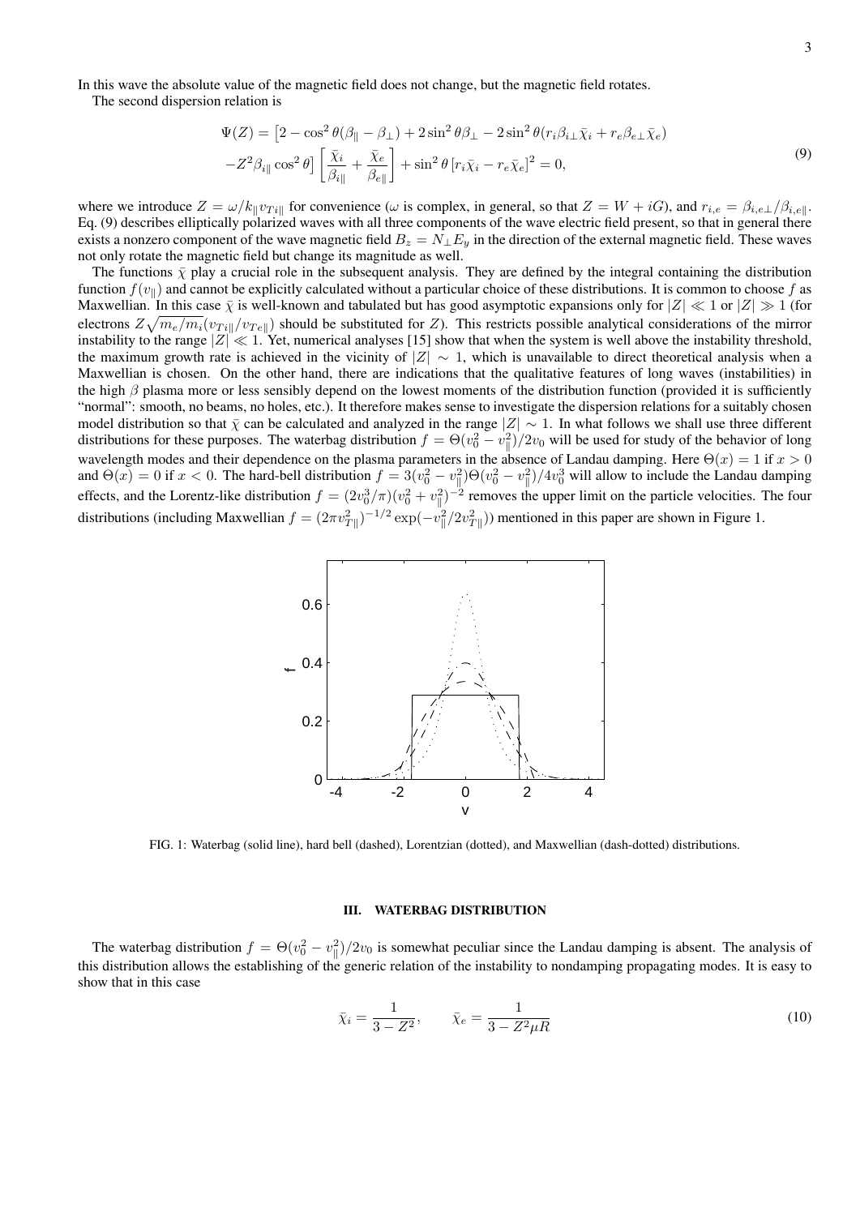In this wave the absolute value of the magnetic field does not change, but the magnetic field rotates.

The second dispersion relation is

$$
\begin{aligned}
\Psi(Z) = & \left[2 - \cos^2\theta(\beta_\parallel - \beta_\perp) + 2\sin^2\theta\beta_\perp - 2\sin^2\theta(r_i\beta_{i\perp}\bar{\chi}_i + r_e\beta_{e\perp}\bar{\chi}_e)\right. \\
& \left. -Z^2\beta_{i\parallel}\cos^2\theta\right]\left[\frac{\bar{\chi}_i}{\beta_{i\parallel}} + \frac{\bar{\chi}_e}{\beta_{e\parallel}}\right] + \sin^2\theta\left[r_i\bar{\chi}_i - r_e\bar{\chi}_e\right]^2 = 0,
\end{aligned}
\tag{9}
$$

where we introduce $Z = \omega/k_\parallel v_{Ti\parallel}$ for convenience ($\omega$ is complex, in general, so that $Z = W + iG$), and $r_{i,e} = \beta_{i,e\perp}/\beta_{i,e\parallel}$. Eq. (9) describes elliptically polarized waves with all three components of the wave electric field present, so that in general there exists a nonzero component of the wave magnetic field $B_z = N_\perp E_y$ in the direction of the external magnetic field. These waves not only rotate the magnetic field but change its magnitude as well.

The functions $\bar{\chi}$ play a crucial role in the subsequent analysis. They are defined by the integral containing the distribution function $f(v_\parallel)$ and cannot be explicitly calculated without a particular choice of these distributions. It is common to choose $f$ as Maxwellian. In this case $\bar{\chi}$ is well-known and tabulated but has good asymptotic expansions only for $|Z| \ll 1$ or $|Z| \gg 1$ (for electrons $Z\sqrt{m_e/m_i}(v_{Ti\parallel}/v_{Te\parallel})$ should be substituted for $Z$). This restricts possible analytical considerations of the mirror instability to the range $|Z| \ll 1$. Yet, numerical analyses [15] show that when the system is well above the instability threshold, the maximum growth rate is achieved in the vicinity of $|Z| \sim 1$, which is unavailable to direct theoretical analysis when a Maxwellian is chosen. On the other hand, there are indications that the qualitative features of long waves (instabilities) in the high $\beta$ plasma more or less sensibly depend on the lowest moments of the distribution function (provided it is sufficiently "normal": smooth, no beams, no holes, etc.). It therefore makes sense to investigate the dispersion relations for a suitably chosen model distribution so that $\bar{\chi}$ can be calculated and analyzed in the range $|Z| \sim 1$. In what follows we shall use three different distributions for these purposes. The waterbag distribution $f = \Theta(v_0^2 - v_\parallel^2)/2v_0$ will be used for study of the behavior of long wavelength modes and their dependence on the plasma parameters in the absence of Landau damping. Here $\Theta(x) = 1$ if $x > 0$ and $\Theta(x) = 0$ if $x < 0$. The hard-bell distribution $f = 3(v_0^2 - v_\parallel^2)\Theta(v_0^2 - v_\parallel^2)/4v_0^3$ will allow to include the Landau damping effects, and the Lorentz-like distribution $f = (2v_0^3/\pi)(v_0^2 + v_\parallel^2)^{-2}$ removes the upper limit on the particle velocities. The four distributions (including Maxwellian $f = (2\pi v_{T\parallel}^2)^{-1/2}\exp(-v_\parallel^2/2v_{T\parallel}^2)$) mentioned in this paper are shown in Figure 1.

FIG. 1: Waterbag (solid line), hard bell (dashed), Lorentzian (dotted), and Maxwellian (dash-dotted) distributions.

## III. WATERBAG DISTRIBUTION

The waterbag distribution $f = \Theta(v_0^2 - v_\parallel^2)/2v_0$ is somewhat peculiar since the Landau damping is absent. The analysis of this distribution allows the establishing of the generic relation of the instability to nondamping propagating modes. It is easy to show that in this case

$$
\bar{\chi}_i = \frac{1}{3 - Z^2}, \qquad \bar{\chi}_e = \frac{1}{3 - Z^2\mu R}
\tag{10}
$$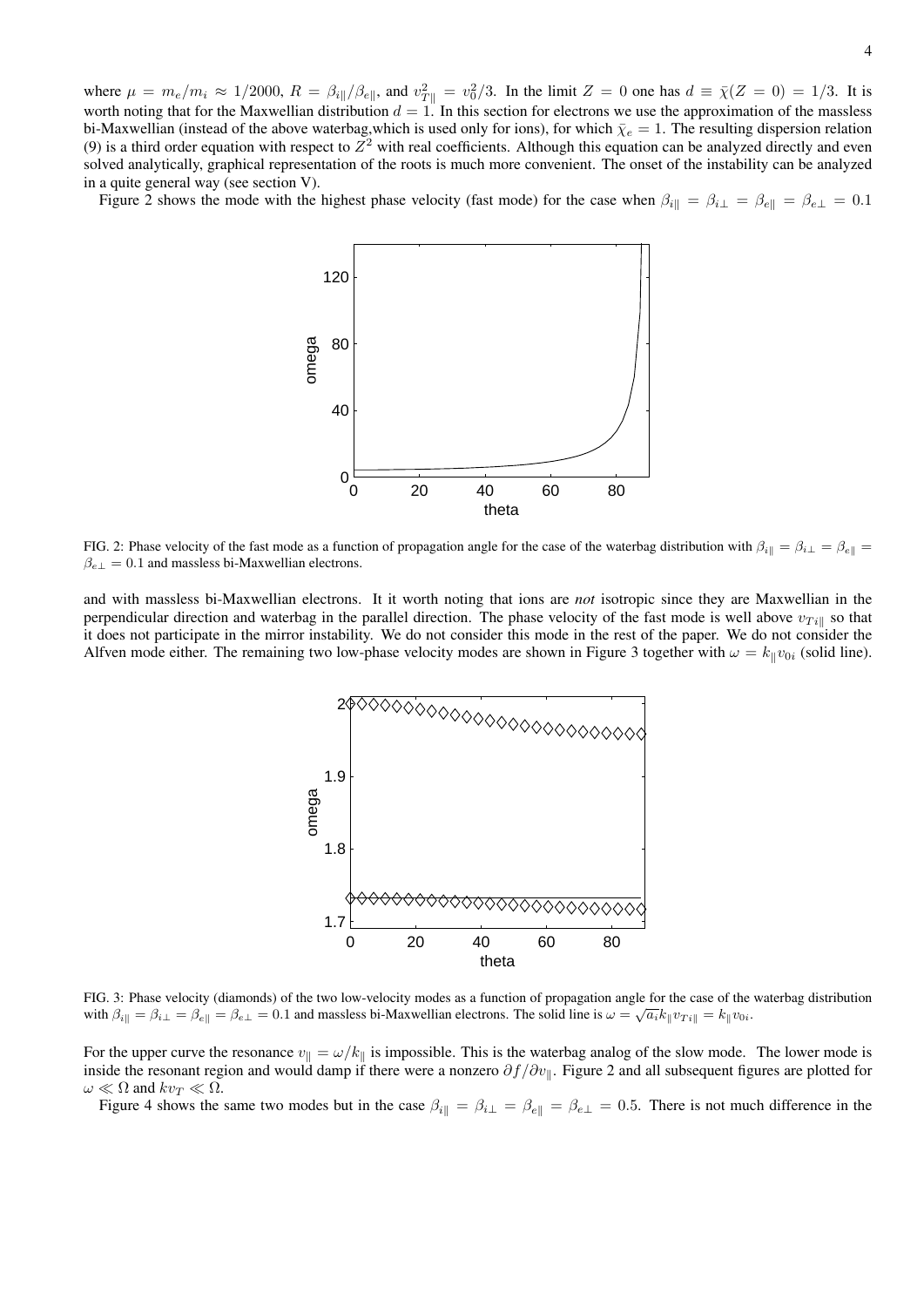where $\mu = m_e/m_i \approx 1/2000$, $R = \beta_{i\|}/\beta_{e\|}$, and $v_{T\|}^2 = v_0^2/3$. In the limit $Z = 0$ one has $d \equiv \bar{\chi}(Z = 0) = 1/3$. It is worth noting that for the Maxwellian distribution $d = 1$. In this section for electrons we use the approximation of the massless bi-Maxwellian (instead of the above waterbag,which is used only for ions), for which $\bar{\chi}_e = 1$. The resulting dispersion relation (9) is a third order equation with respect to $Z^2$ with real coefficients. Although this equation can be analyzed directly and even solved analytically, graphical representation of the roots is much more convenient. The onset of the instability can be analyzed in a quite general way (see section V).

Figure 2 shows the mode with the highest phase velocity (fast mode) for the case when $\beta_{i\|} = \beta_{i\perp} = \beta_{e\|} = \beta_{e\perp} = 0.1$

FIG. 2: Phase velocity of the fast mode as a function of propagation angle for the case of the waterbag distribution with $\beta_{i\|} = \beta_{i\perp} = \beta_{e\|} = \beta_{e\perp} = 0.1$ and massless bi-Maxwellian electrons.

and with massless bi-Maxwellian electrons. It it worth noting that ions are *not* isotropic since they are Maxwellian in the perpendicular direction and waterbag in the parallel direction. The phase velocity of the fast mode is well above $v_{Ti\|}$ so that it does not participate in the mirror instability. We do not consider this mode in the rest of the paper. We do not consider the Alfven mode either. The remaining two low-phase velocity modes are shown in Figure 3 together with $\omega = k_\| v_{0i}$ (solid line).

FIG. 3: Phase velocity (diamonds) of the two low-velocity modes as a function of propagation angle for the case of the waterbag distribution with $\beta_{i\|} = \beta_{i\perp} = \beta_{e\|} = \beta_{e\perp} = 0.1$ and massless bi-Maxwellian electrons. The solid line is $\omega = \sqrt{a_i} k_\| v_{Ti\|} = k_\| v_{0i}$.

For the upper curve the resonance $v_\| = \omega/k_\|$ is impossible. This is the waterbag analog of the slow mode. The lower mode is inside the resonant region and would damp if there were a nonzero $\partial f/\partial v_\|$. Figure 2 and all subsequent figures are plotted for $\omega \ll \Omega$ and $kv_T \ll \Omega$.

Figure 4 shows the same two modes but in the case $\beta_{i\|} = \beta_{i\perp} = \beta_{e\|} = \beta_{e\perp} = 0.5$. There is not much difference in the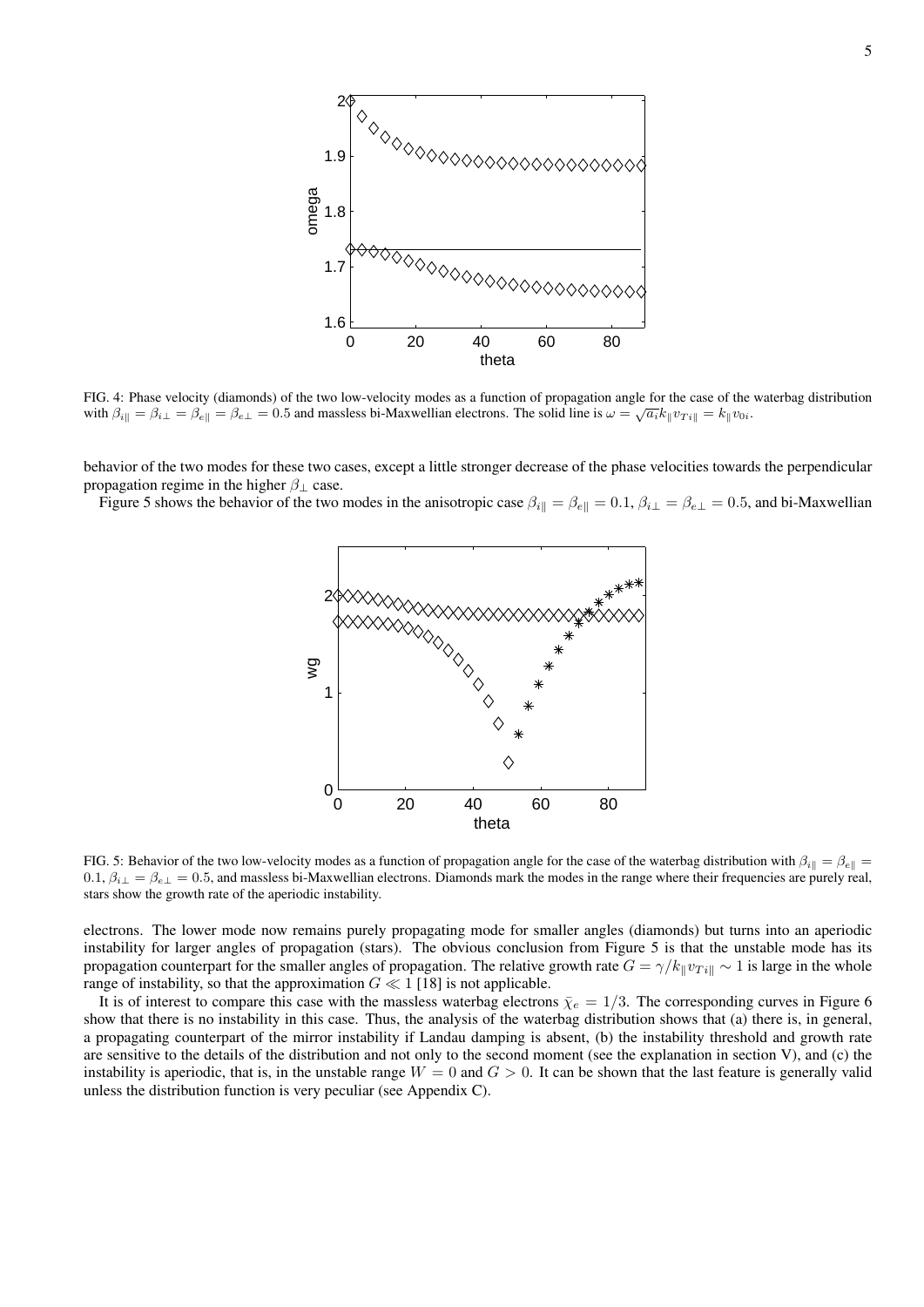FIG. 4: Phase velocity (diamonds) of the two low-velocity modes as a function of propagation angle for the case of the waterbag distribution with $\beta_{i\parallel} = \beta_{i\perp} = \beta_{e\parallel} = \beta_{e\perp} = 0.5$ and massless bi-Maxwellian electrons. The solid line is $\omega = \sqrt{a_i} k_\parallel v_{Ti\parallel} = k_\parallel v_{0i}$.

behavior of the two modes for these two cases, except a little stronger decrease of the phase velocities towards the perpendicular propagation regime in the higher $\beta_\perp$ case.

Figure 5 shows the behavior of the two modes in the anisotropic case $\beta_{i\parallel} = \beta_{e\parallel} = 0.1$, $\beta_{i\perp} = \beta_{e\perp} = 0.5$, and bi-Maxwellian electrons. The lower mode now remains purely propagating mode for smaller angles (diamonds) but turns into an aperiodic instability for larger angles of propagation (stars). The obvious conclusion from Figure 5 is that the unstable mode has its propagation counterpart for the smaller angles of propagation. The relative growth rate $G = \gamma / k_\parallel v_{Ti\parallel} \sim 1$ is large in the whole range of instability, so that the approximation $G \ll 1$ [18] is not applicable.

FIG. 5: Behavior of the two low-velocity modes as a function of propagation angle for the case of the waterbag distribution with $\beta_{i\parallel} = \beta_{e\parallel} = 0.1$, $\beta_{i\perp} = \beta_{e\perp} = 0.5$, and massless bi-Maxwellian electrons. Diamonds mark the modes in the range where their frequencies are purely real, stars show the growth rate of the aperiodic instability.

It is of interest to compare this case with the massless waterbag electrons $\bar{\chi}_e = 1/3$. The corresponding curves in Figure 6 show that there is no instability in this case. Thus, the analysis of the waterbag distribution shows that (a) there is, in general, a propagating counterpart of the mirror instability if Landau damping is absent, (b) the instability threshold and growth rate are sensitive to the details of the distribution and not only to the second moment (see the explanation in section V), and (c) the instability is aperiodic, that is, in the unstable range $W = 0$ and $G > 0$. It can be shown that the last feature is generally valid unless the distribution function is very peculiar (see Appendix C).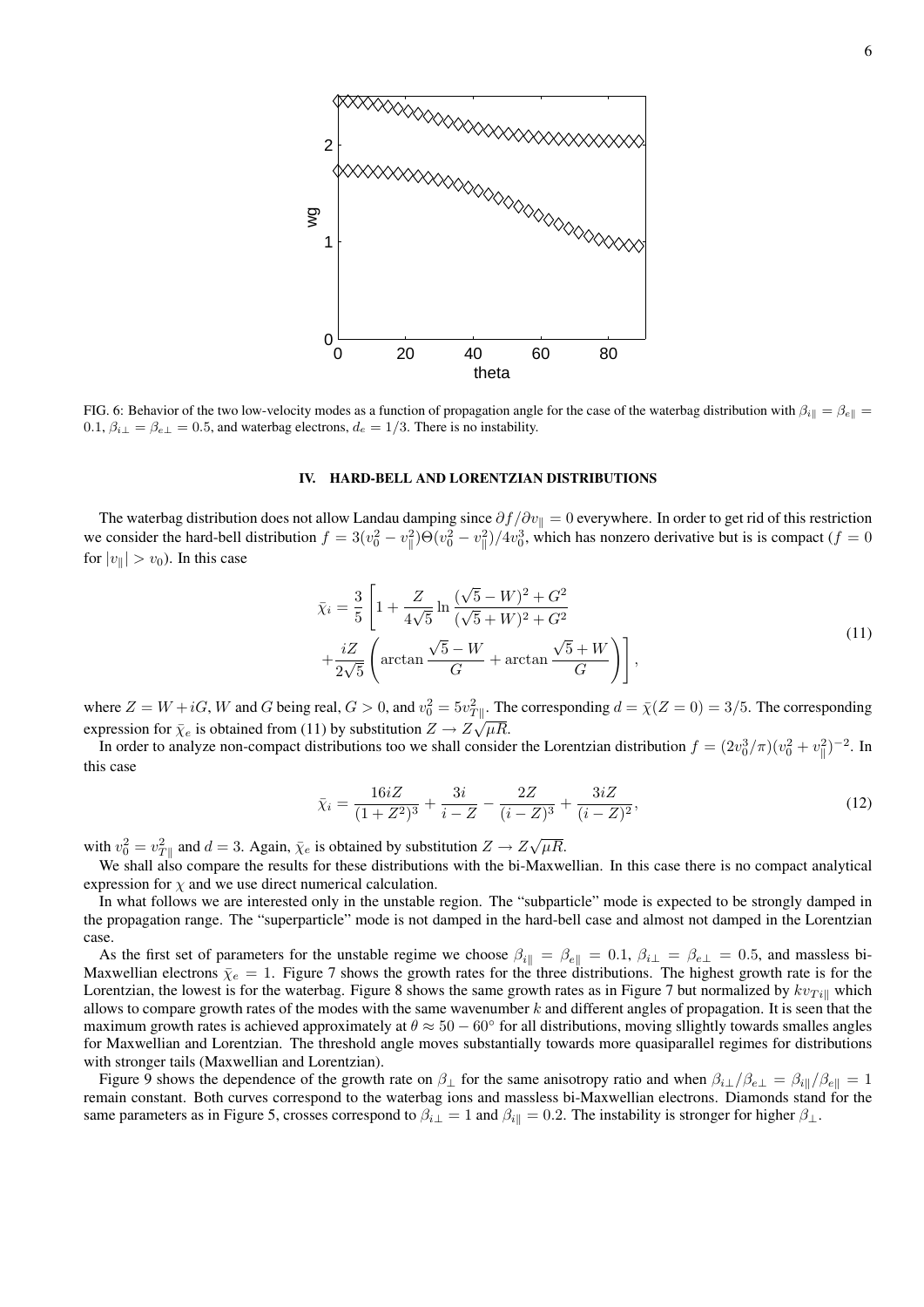FIG. 6: Behavior of the two low-velocity modes as a function of propagation angle for the case of the waterbag distribution with $\beta_{i\parallel} = \beta_{e\parallel} = 0.1$, $\beta_{i\perp} = \beta_{e\perp} = 0.5$, and waterbag electrons, $d_e = 1/3$. There is no instability.

## IV. HARD-BELL AND LORENTZIAN DISTRIBUTIONS

The waterbag distribution does not allow Landau damping since $\partial f/\partial v_\parallel = 0$ everywhere. In order to get rid of this restriction we consider the hard-bell distribution $f = 3(v_0^2 - v_\parallel^2)\Theta(v_0^2 - v_\parallel^2)/4v_0^3$, which has nonzero derivative but is is compact ($f = 0$ for $|v_\parallel| > v_0$). In this case

$$
\begin{aligned}
\bar{\chi}_i = \frac{3}{5}\Bigg[&1 + \frac{Z}{4\sqrt{5}} \ln \frac{(\sqrt{5} - W)^2 + G^2}{(\sqrt{5} + W)^2 + G^2} \\
&+ \frac{iZ}{2\sqrt{5}} \left( \arctan \frac{\sqrt{5} - W}{G} + \arctan \frac{\sqrt{5} + W}{G} \right) \Bigg],
\end{aligned}
\tag{11}
$$

where $Z = W + iG$, $W$ and $G$ being real, $G > 0$, and $v_0^2 = 5v_{T\parallel}^2$. The corresponding $d = \bar{\chi}(Z = 0) = 3/5$. The corresponding expression for $\bar{\chi}_e$ is obtained from (11) by substitution $Z \to Z\sqrt{\mu R}$.

In order to analyze non-compact distributions too we shall consider the Lorentzian distribution $f = (2v_0^3/\pi)(v_0^2 + v_\parallel^2)^{-2}$. In this case

$$
\bar{\chi}_i = \frac{16iZ}{(1 + Z^2)^3} + \frac{3i}{i - Z} - \frac{2Z}{(i - Z)^3} + \frac{3iZ}{(i - Z)^2},
\tag{12}
$$

with $v_0^2 = v_{T\parallel}^2$ and $d = 3$. Again, $\bar{\chi}_e$ is obtained by substitution $Z \to Z\sqrt{\mu R}$.

We shall also compare the results for these distributions with the bi-Maxwellian. In this case there is no compact analytical expression for $\chi$ and we use direct numerical calculation.

In what follows we are interested only in the unstable region. The "subparticle" mode is expected to be strongly damped in the propagation range. The "superparticle" mode is not damped in the hard-bell case and almost not damped in the Lorentzian case.

As the first set of parameters for the unstable regime we choose $\beta_{i\parallel} = \beta_{e\parallel} = 0.1$, $\beta_{i\perp} = \beta_{e\perp} = 0.5$, and massless bi-Maxwellian electrons $\bar{\chi}_e = 1$. Figure 7 shows the growth rates for the three distributions. The highest growth rate is for the Lorentzian, the lowest is for the waterbag. Figure 8 shows the same growth rates as in Figure 7 but normalized by $kv_{Ti\parallel}$ which allows to compare growth rates of the modes with the same wavenumber $k$ and different angles of propagation. It is seen that the maximum growth rates is achieved approximately at $\theta \approx 50 - 60^\circ$ for all distributions, moving sllightly towards smalles angles for Maxwellian and Lorentzian. The threshold angle moves substantially towards more quasiparallel regimes for distributions with stronger tails (Maxwellian and Lorentzian).

Figure 9 shows the dependence of the growth rate on $\beta_\perp$ for the same anisotropy ratio and when $\beta_{i\perp}/\beta_{e\perp} = \beta_{i\parallel}/\beta_{e\parallel} = 1$ remain constant. Both curves correspond to the waterbag ions and massless bi-Maxwellian electrons. Diamonds stand for the same parameters as in Figure 5, crosses correspond to $\beta_{i\perp} = 1$ and $\beta_{i\parallel} = 0.2$. The instability is stronger for higher $\beta_\perp$.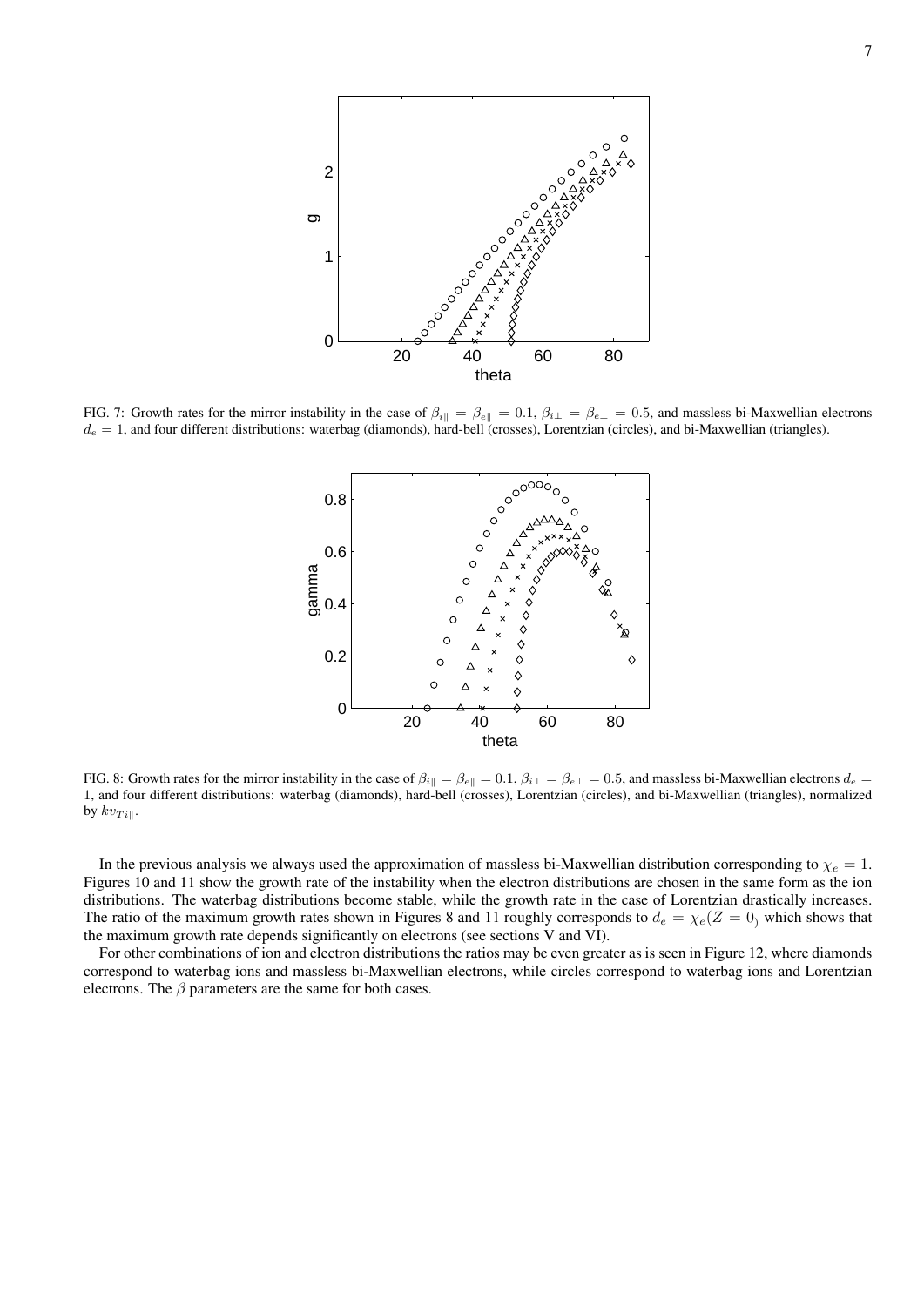FIG. 7: Growth rates for the mirror instability in the case of $\beta_{i\|} = \beta_{e\|} = 0.1$, $\beta_{i\perp} = \beta_{e\perp} = 0.5$, and massless bi-Maxwellian electrons $d_e = 1$, and four different distributions: waterbag (diamonds), hard-bell (crosses), Lorentzian (circles), and bi-Maxwellian (triangles).

FIG. 8: Growth rates for the mirror instability in the case of $\beta_{i\|} = \beta_{e\|} = 0.1$, $\beta_{i\perp} = \beta_{e\perp} = 0.5$, and massless bi-Maxwellian electrons $d_e = 1$, and four different distributions: waterbag (diamonds), hard-bell (crosses), Lorentzian (circles), and bi-Maxwellian (triangles), normalized by $kv_{Ti\|}$.

In the previous analysis we always used the approximation of massless bi-Maxwellian distribution corresponding to $\chi_e = 1$. Figures 10 and 11 show the growth rate of the instability when the electron distributions are chosen in the same form as the ion distributions. The waterbag distributions become stable, while the growth rate in the case of Lorentzian drastically increases. The ratio of the maximum growth rates shown in Figures 8 and 11 roughly corresponds to $d_e = \chi_e(Z = 0)$ which shows that the maximum growth rate depends significantly on electrons (see sections V and VI).

For other combinations of ion and electron distributions the ratios may be even greater as is seen in Figure 12, where diamonds correspond to waterbag ions and massless bi-Maxwellian electrons, while circles correspond to waterbag ions and Lorentzian electrons. The $\beta$ parameters are the same for both cases.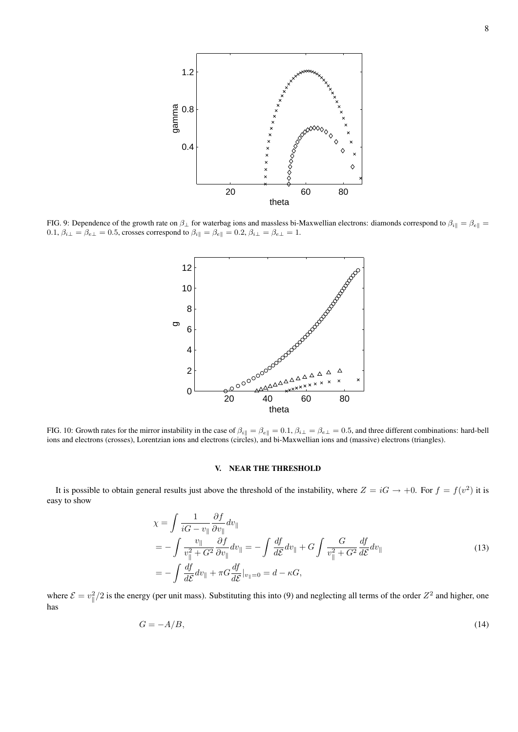FIG. 9: Dependence of the growth rate on $\beta_\perp$ for waterbag ions and massless bi-Maxwellian electrons: diamonds correspond to $\beta_{i\|} = \beta_{e\|} = 0.1$, $\beta_{i\perp} = \beta_{e\perp} = 0.5$, crosses correspond to $\beta_{i\|} = \beta_{e\|} = 0.2$, $\beta_{i\perp} = \beta_{e\perp} = 1$.

FIG. 10: Growth rates for the mirror instability in the case of $\beta_{i\|} = \beta_{e\|} = 0.1$, $\beta_{i\perp} = \beta_{e\perp} = 0.5$, and three different combinations: hard-bell ions and electrons (crosses), Lorentzian ions and electrons (circles), and bi-Maxwellian ions and (massive) electrons (triangles).

## V. NEAR THE THRESHOLD

It is possible to obtain general results just above the threshold of the instability, where $Z = iG \to +0$. For $f = f(v^2)$ it is easy to show

$$
\begin{aligned}
\chi &= \int \frac{1}{iG - v_\|} \frac{\partial f}{\partial v_\|} dv_\| \\
&= -\int \frac{v_\|}{v_\|^2 + G^2} \frac{\partial f}{\partial v_\|} dv_\| = -\int \frac{df}{d\mathcal{E}} dv_\| + G \int \frac{G}{v_\|^2 + G^2} \frac{df}{d\mathcal{E}} dv_\| \\
&= -\int \frac{df}{d\mathcal{E}} dv_\| + \pi G \frac{df}{d\mathcal{E}}|_{v_\|=0} = d - \kappa G,
\end{aligned}
\tag{13}
$$

where $\mathcal{E} = v_\|^2/2$ is the energy (per unit mass). Substituting this into (9) and neglecting all terms of the order $Z^2$ and higher, one has

$$
G = -A/B, \tag{14}
$$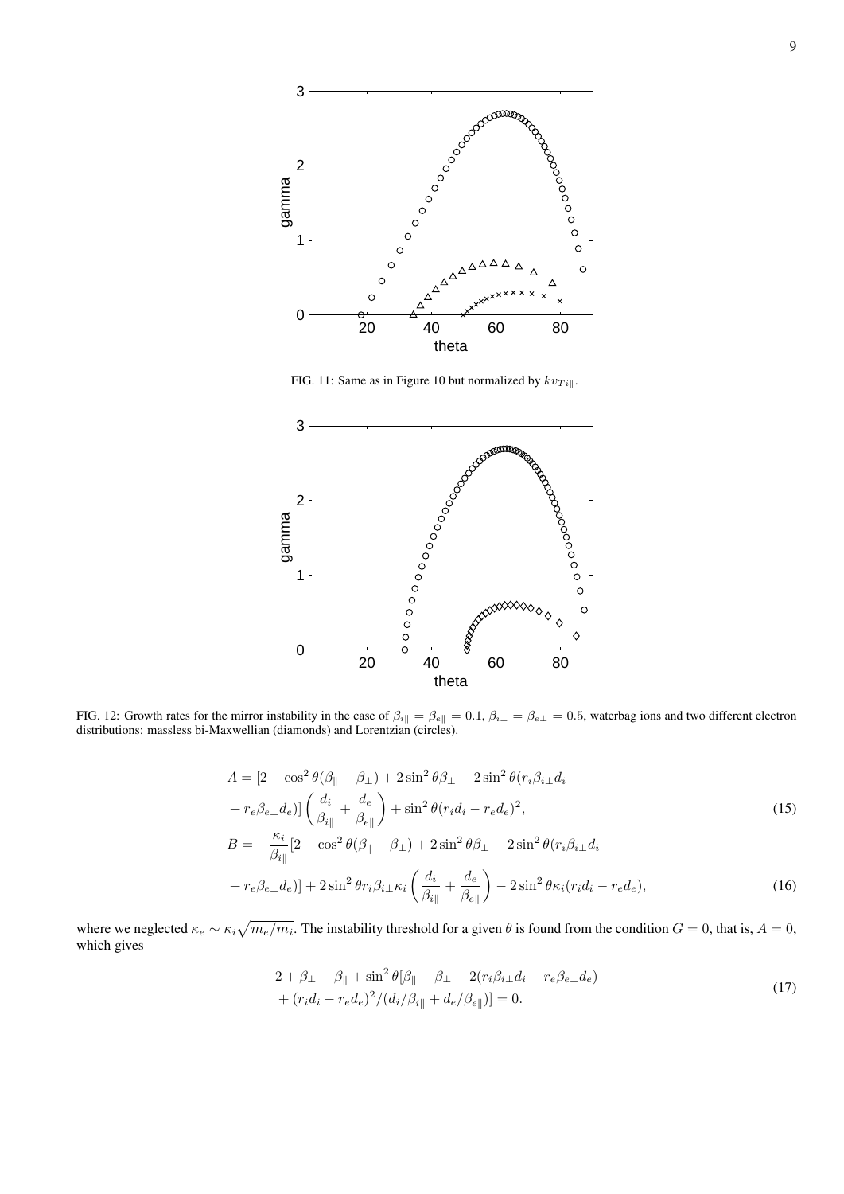FIG. 11: Same as in Figure 10 but normalized by $kv_{Ti\|}$.

FIG. 12: Growth rates for the mirror instability in the case of $\beta_{i\|} = \beta_{e\|} = 0.1$, $\beta_{i\perp} = \beta_{e\perp} = 0.5$, waterbag ions and two different electron distributions: massless bi-Maxwellian (diamonds) and Lorentzian (circles).

$$
\begin{aligned}
A &= [2 - \cos^2\theta(\beta_\| - \beta_\perp) + 2\sin^2\theta\beta_\perp - 2\sin^2\theta(r_i\beta_{i\perp}d_i \\
&+ r_e\beta_{e\perp}d_e)]\left(\frac{d_i}{\beta_{i\|}} + \frac{d_e}{\beta_{e\|}}\right) + \sin^2\theta(r_id_i - r_ed_e)^2, \qquad (15)\\
B &= -\frac{\kappa_i}{\beta_{i\|}}[2 - \cos^2\theta(\beta_\| - \beta_\perp) + 2\sin^2\theta\beta_\perp - 2\sin^2\theta(r_i\beta_{i\perp}d_i \\
&+ r_e\beta_{e\perp}d_e)] + 2\sin^2\theta r_i\beta_{i\perp}\kappa_i\left(\frac{d_i}{\beta_{i\|}} + \frac{d_e}{\beta_{e\|}}\right) - 2\sin^2\theta\kappa_i(r_id_i - r_ed_e), \qquad (16)
\end{aligned}
$$

where we neglected $\kappa_e \sim \kappa_i\sqrt{m_e/m_i}$. The instability threshold for a given $\theta$ is found from the condition $G = 0$, that is, $A = 0$, which gives

$$
\begin{aligned}
&2 + \beta_\perp - \beta_\| + \sin^2\theta[\beta_\| + \beta_\perp - 2(r_i\beta_{i\perp}d_i + r_e\beta_{e\perp}d_e) \\
&+ (r_id_i - r_ed_e)^2/(d_i/\beta_{i\|} + d_e/\beta_{e\|})] = 0.
\end{aligned} \qquad (17)
$$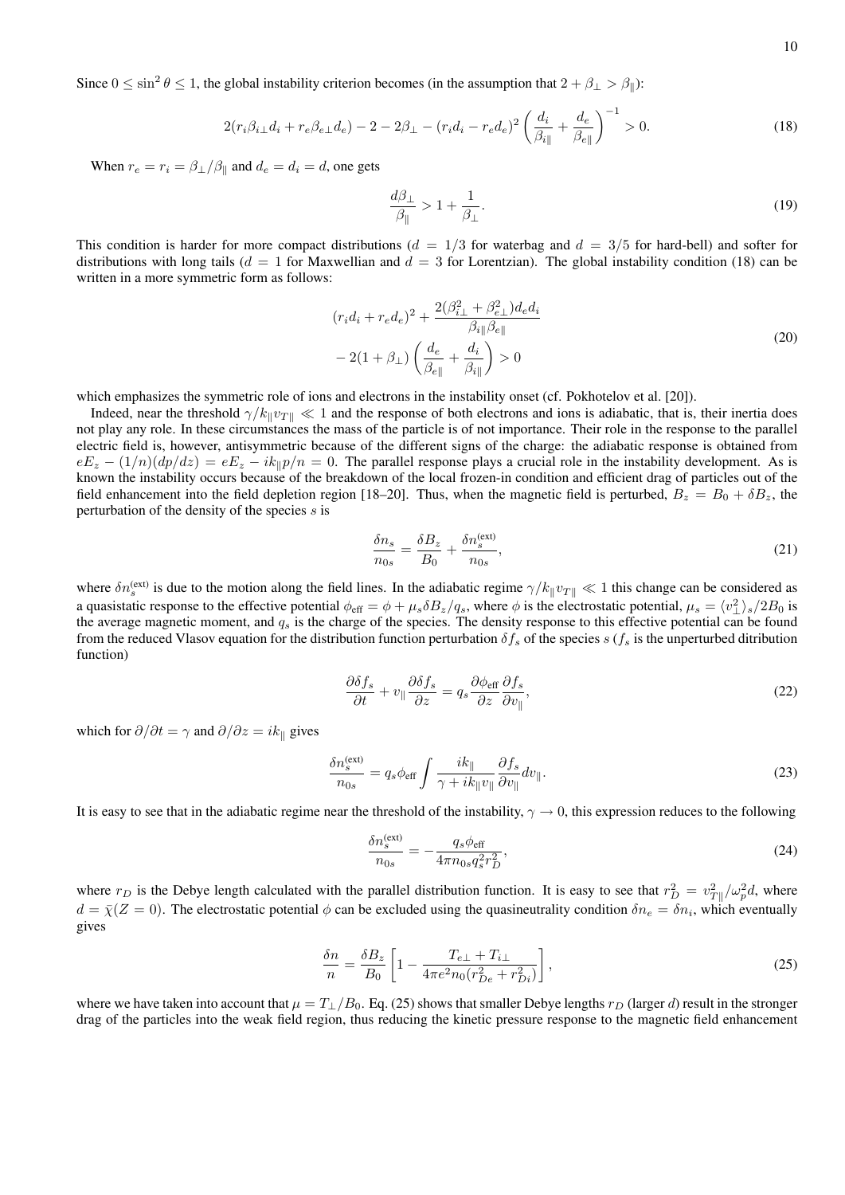Since $0 \le \sin^2\theta \le 1$, the global instability criterion becomes (in the assumption that $2 + \beta_\perp > \beta_\parallel$):

$$2(r_i\beta_{i\perp}d_i + r_e\beta_{e\perp}d_e) - 2 - 2\beta_\perp - (r_i d_i - r_e d_e)^2\left(\frac{d_i}{\beta_{i\parallel}} + \frac{d_e}{\beta_{e\parallel}}\right)^{-1} > 0. \tag{18}$$

When $r_e = r_i = \beta_\perp/\beta_\parallel$ and $d_e = d_i = d$, one gets

$$\frac{d\beta_\perp}{\beta_\parallel} > 1 + \frac{1}{\beta_\perp}. \tag{19}$$

This condition is harder for more compact distributions ($d = 1/3$ for waterbag and $d = 3/5$ for hard-bell) and softer for distributions with long tails ($d = 1$ for Maxwellian and $d = 3$ for Lorentzian). The global instability condition (18) can be written in a more symmetric form as follows:

$$\begin{aligned}(r_i d_i + r_e d_e)^2 + \frac{2(\beta_{i\perp}^2 + \beta_{e\perp}^2)d_e d_i}{\beta_{i\parallel}\beta_{e\parallel}}\\ - 2(1 + \beta_\perp)\left(\frac{d_e}{\beta_{e\parallel}} + \frac{d_i}{\beta_{i\parallel}}\right) > 0\end{aligned} \tag{20}$$

which emphasizes the symmetric role of ions and electrons in the instability onset (cf. Pokhotelov et al. [20]).

Indeed, near the threshold $\gamma/k_\parallel v_{T\parallel} \ll 1$ and the response of both electrons and ions is adiabatic, that is, their inertia does not play any role. In these circumstances the mass of the particle is of not importance. Their role in the response to the parallel electric field is, however, antisymmetric because of the different signs of the charge: the adiabatic response is obtained from $eE_z - (1/n)(dp/dz) = eE_z - ik_\parallel p/n = 0$. The parallel response plays a crucial role in the instability development. As is known the instability occurs because of the breakdown of the local frozen-in condition and efficient drag of particles out of the field enhancement into the field depletion region [18–20]. Thus, when the magnetic field is perturbed, $B_z = B_0 + \delta B_z$, the perturbation of the density of the species $s$ is

$$\frac{\delta n_s}{n_{0s}} = \frac{\delta B_z}{B_0} + \frac{\delta n_s^{(\text{ext})}}{n_{0s}}, \tag{21}$$

where $\delta n_s^{(\text{ext})}$ is due to the motion along the field lines. In the adiabatic regime $\gamma/k_\parallel v_{T\parallel} \ll 1$ this change can be considered as a quasistatic response to the effective potential $\phi_{\text{eff}} = \phi + \mu_s\delta B_z/q_s$, where $\phi$ is the electrostatic potential, $\mu_s = \langle v_\perp^2\rangle_s/2B_0$ is the average magnetic moment, and $q_s$ is the charge of the species. The density response to this effective potential can be found from the reduced Vlasov equation for the distribution function perturbation $\delta f_s$ of the species $s$ ($f_s$ is the unperturbed ditribution function)

$$\frac{\partial \delta f_s}{\partial t} + v_\parallel\frac{\partial \delta f_s}{\partial z} = q_s\frac{\partial \phi_{\text{eff}}}{\partial z}\frac{\partial f_s}{\partial v_\parallel}, \tag{22}$$

which for $\partial/\partial t = \gamma$ and $\partial/\partial z = ik_\parallel$ gives

$$\frac{\delta n_s^{(\text{ext})}}{n_{0s}} = q_s\phi_{\text{eff}}\int\frac{ik_\parallel}{\gamma + ik_\parallel v_\parallel}\frac{\partial f_s}{\partial v_\parallel}dv_\parallel. \tag{23}$$

It is easy to see that in the adiabatic regime near the threshold of the instability, $\gamma \to 0$, this expression reduces to the following

$$\frac{\delta n_s^{(\text{ext})}}{n_{0s}} = -\frac{q_s\phi_{\text{eff}}}{4\pi n_{0s}q_s^2 r_D^2}, \tag{24}$$

where $r_D$ is the Debye length calculated with the parallel distribution function. It is easy to see that $r_D^2 = v_{T\parallel}^2/\omega_p^2 d$, where $d = \bar{\chi}(Z = 0)$. The electrostatic potential $\phi$ can be excluded using the quasineutrality condition $\delta n_e = \delta n_i$, which eventually gives

$$\frac{\delta n}{n} = \frac{\delta B_z}{B_0}\left[1 - \frac{T_{e\perp} + T_{i\perp}}{4\pi e^2 n_0(r_{De}^2 + r_{Di}^2)}\right], \tag{25}$$

where we have taken into account that $\mu = T_\perp/B_0$. Eq. (25) shows that smaller Debye lengths $r_D$ (larger $d$) result in the stronger drag of the particles into the weak field region, thus reducing the kinetic pressure response to the magnetic field enhancement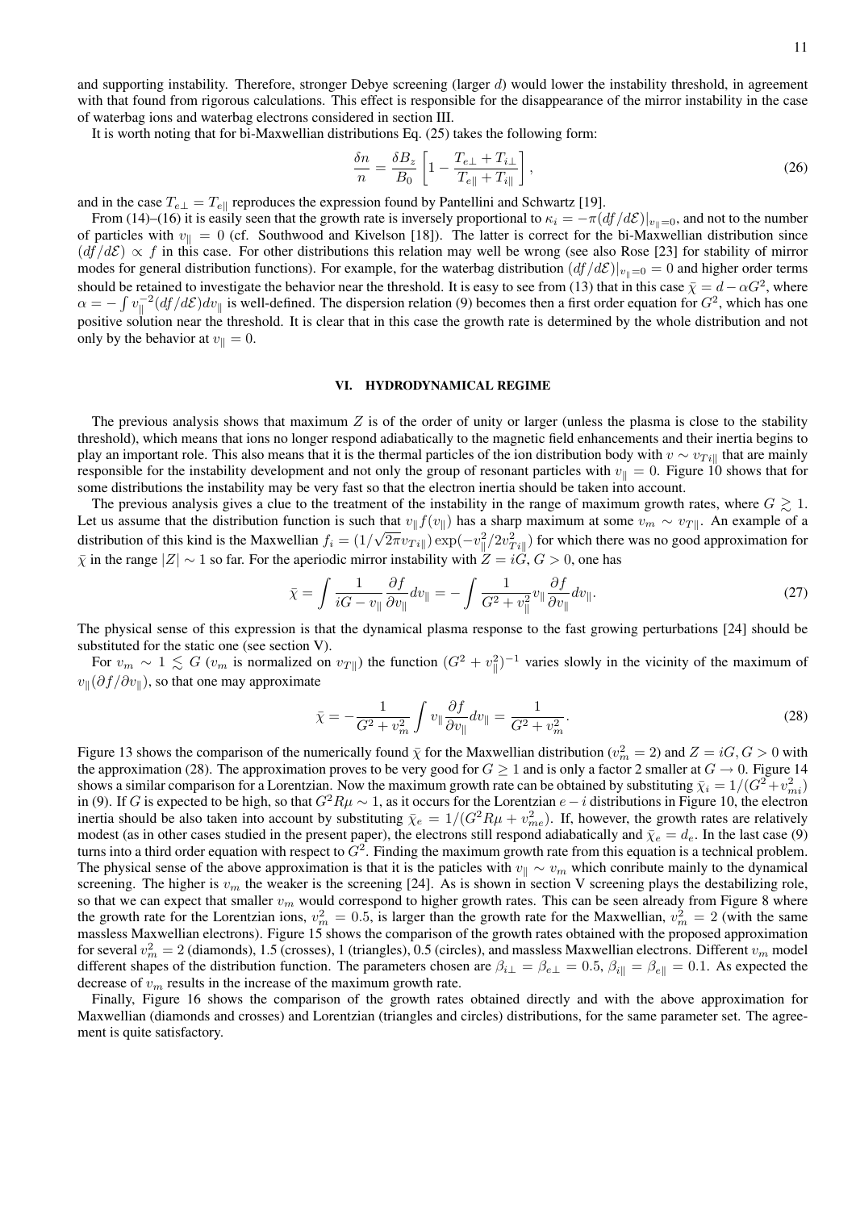and supporting instability. Therefore, stronger Debye screening (larger $d$) would lower the instability threshold, in agreement with that found from rigorous calculations. This effect is responsible for the disappearance of the mirror instability in the case of waterbag ions and waterbag electrons considered in section III.

It is worth noting that for bi-Maxwellian distributions Eq. (25) takes the following form:

$$\frac{\delta n}{n} = \frac{\delta B_z}{B_0}\left[1 - \frac{T_{e\perp} + T_{i\perp}}{T_{e\parallel} + T_{i\parallel}}\right], \tag{26}$$

and in the case $T_{e\perp} = T_{e\parallel}$ reproduces the expression found by Pantellini and Schwartz [19].

From (14)–(16) it is easily seen that the growth rate is inversely proportional to $\kappa_i = -\pi(df/d\mathcal{E})|_{v_\parallel=0}$, and not to the number of particles with $v_\parallel = 0$ (cf. Southwood and Kivelson [18]). The latter is correct for the bi-Maxwellian distribution since $(df/d\mathcal{E}) \propto f$ in this case. For other distributions this relation may well be wrong (see also Rose [23] for stability of mirror modes for general distribution functions). For example, for the waterbag distribution $(df/d\mathcal{E})|_{v_\parallel=0} = 0$ and higher order terms should be retained to investigate the behavior near the threshold. It is easy to see from (13) that in this case $\bar{\chi} = d - \alpha G^2$, where $\alpha = -\int v_\parallel^{-2}(df/d\mathcal{E})dv_\parallel$ is well-defined. The dispersion relation (9) becomes then a first order equation for $G^2$, which has one positive solution near the threshold. It is clear that in this case the growth rate is determined by the whole distribution and not only by the behavior at $v_\parallel = 0$.

## VI. HYDRODYNAMICAL REGIME

The previous analysis shows that maximum $Z$ is of the order of unity or larger (unless the plasma is close to the stability threshold), which means that ions no longer respond adiabatically to the magnetic field enhancements and their inertia begins to play an important role. This also means that it is the thermal particles of the ion distribution body with $v \sim v_{Ti\parallel}$ that are mainly responsible for the instability development and not only the group of resonant particles with $v_\parallel = 0$. Figure 10 shows that for some distributions the instability may be very fast so that the electron inertia should be taken into account.

The previous analysis gives a clue to the treatment of the instability in the range of maximum growth rates, where $G \gtrsim 1$. Let us assume that the distribution function is such that $v_\parallel f(v_\parallel)$ has a sharp maximum at some $v_m \sim v_{T\parallel}$. An example of a distribution of this kind is the Maxwellian $f_i = (1/\sqrt{2\pi}v_{Ti\parallel})\exp(-v_\parallel^2/2v_{Ti\parallel}^2)$ for which there was no good approximation for $\bar{\chi}$ in the range $|Z| \sim 1$ so far. For the aperiodic mirror instability with $Z = iG$, $G > 0$, one has

$$\bar{\chi} = \int \frac{1}{iG - v_\parallel}\frac{\partial f}{\partial v_\parallel}dv_\parallel = -\int \frac{1}{G^2 + v_\parallel^2}v_\parallel\frac{\partial f}{\partial v_\parallel}dv_\parallel. \tag{27}$$

The physical sense of this expression is that the dynamical plasma response to the fast growing perturbations [24] should be substituted for the static one (see section V).

For $v_m \sim 1 \lesssim G$ ($v_m$ is normalized on $v_{T\parallel}$) the function $(G^2 + v_\parallel^2)^{-1}$ varies slowly in the vicinity of the maximum of $v_\parallel(\partial f/\partial v_\parallel)$, so that one may approximate

$$\bar{\chi} = -\frac{1}{G^2 + v_m^2}\int v_\parallel\frac{\partial f}{\partial v_\parallel}dv_\parallel = \frac{1}{G^2 + v_m^2}. \tag{28}$$

Figure 13 shows the comparison of the numerically found $\bar{\chi}$ for the Maxwellian distribution ($v_m^2 = 2$) and $Z = iG, G > 0$ with the approximation (28). The approximation proves to be very good for $G \geq 1$ and is only a factor 2 smaller at $G \to 0$. Figure 14 shows a similar comparison for a Lorentzian. Now the maximum growth rate can be obtained by substituting $\bar{\chi}_i = 1/(G^2 + v_{mi}^2)$ in (9). If $G$ is expected to be high, so that $G^2 R\mu \sim 1$, as it occurs for the Lorentzian $e - i$ distributions in Figure 10, the electron inertia should be also taken into account by substituting $\bar{\chi}_e = 1/(G^2 R\mu + v_{me}^2)$. If, however, the growth rates are relatively modest (as in other cases studied in the present paper), the electrons still respond adiabatically and $\bar{\chi}_e = d_e$. In the last case (9) turns into a third order equation with respect to $G^2$. Finding the maximum growth rate from this equation is a technical problem. The physical sense of the above approximation is that it is the paticles with $v_\parallel \sim v_m$ which conribute mainly to the dynamical screening. The higher is $v_m$ the weaker is the screening [24]. As is shown in section V screening plays the destabilizing role, so that we can expect that smaller $v_m$ would correspond to higher growth rates. This can be seen already from Figure 8 where the growth rate for the Lorentzian ions, $v_m^2 = 0.5$, is larger than the growth rate for the Maxwellian, $v_m^2 = 2$ (with the same massless Maxwellian electrons). Figure 15 shows the comparison of the growth rates obtained with the proposed approximation for several $v_m^2 = 2$ (diamonds), 1.5 (crosses), 1 (triangles), 0.5 (circles), and massless Maxwellian electrons. Different $v_m$ model different shapes of the distribution function. The parameters chosen are $\beta_{i\perp} = \beta_{e\perp} = 0.5$, $\beta_{i\parallel} = \beta_{e\parallel} = 0.1$. As expected the decrease of $v_m$ results in the increase of the maximum growth rate.

Finally, Figure 16 shows the comparison of the growth rates obtained directly and with the above approximation for Maxwellian (diamonds and crosses) and Lorentzian (triangles and circles) distributions, for the same parameter set. The agreement is quite satisfactory.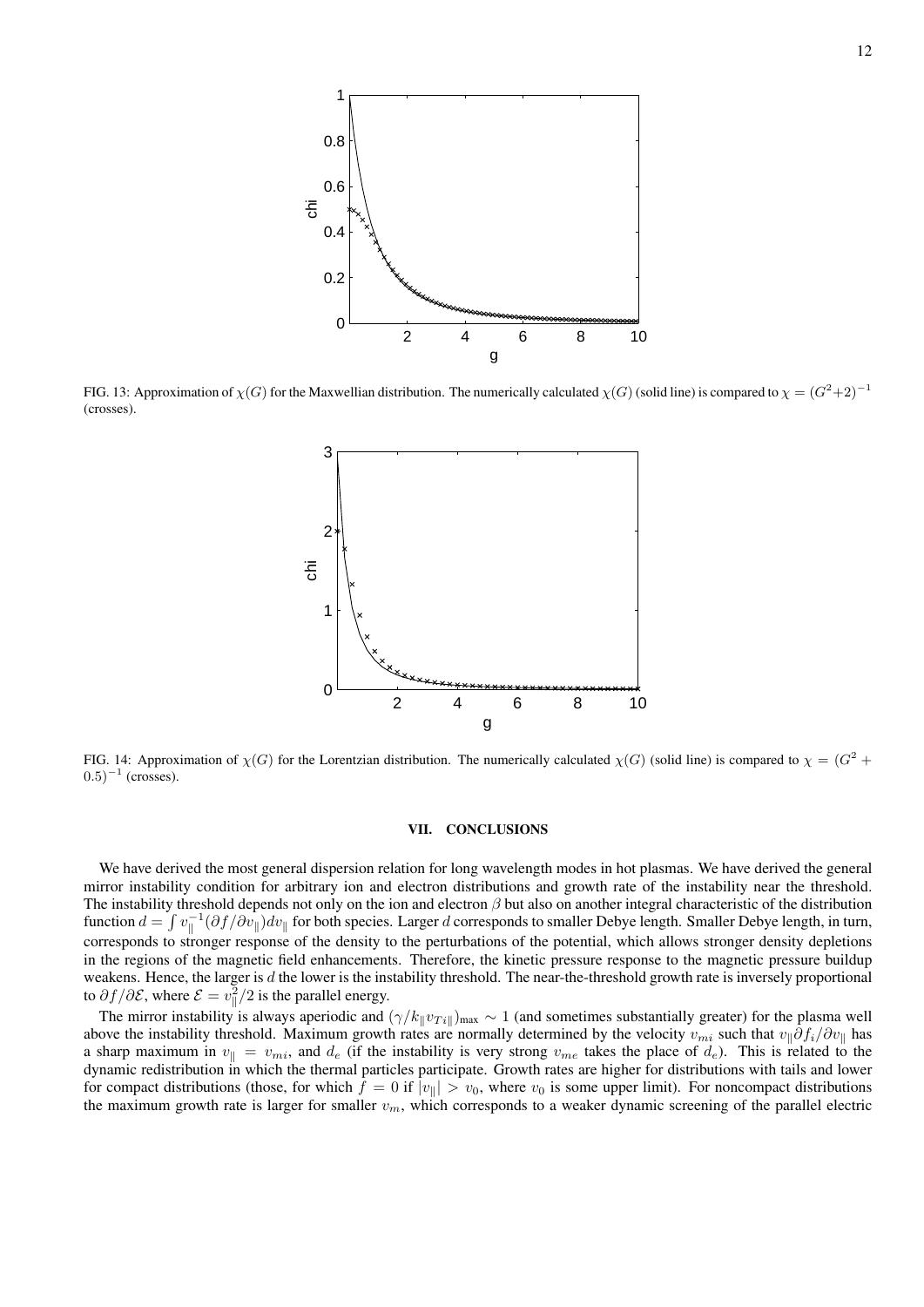FIG. 13: Approximation of $\chi(G)$ for the Maxwellian distribution. The numerically calculated $\chi(G)$ (solid line) is compared to $\chi = (G^2+2)^{-1}$ (crosses).

FIG. 14: Approximation of $\chi(G)$ for the Lorentzian distribution. The numerically calculated $\chi(G)$ (solid line) is compared to $\chi = (G^2 + 0.5)^{-1}$ (crosses).

## VII. CONCLUSIONS

We have derived the most general dispersion relation for long wavelength modes in hot plasmas. We have derived the general mirror instability condition for arbitrary ion and electron distributions and growth rate of the instability near the threshold. The instability threshold depends not only on the ion and electron $\beta$ but also on another integral characteristic of the distribution function $d = \int v_\parallel^{-1}(\partial f/\partial v_\parallel)dv_\parallel$ for both species. Larger $d$ corresponds to smaller Debye length. Smaller Debye length, in turn, corresponds to stronger response of the density to the perturbations of the potential, which allows stronger density depletions in the regions of the magnetic field enhancements. Therefore, the kinetic pressure response to the magnetic pressure buildup weakens. Hence, the larger is $d$ the lower is the instability threshold. The near-the-threshold growth rate is inversely proportional to $\partial f/\partial \mathcal{E}$, where $\mathcal{E} = v_\parallel^2/2$ is the parallel energy.

The mirror instability is always aperiodic and $(\gamma/k_\parallel v_{Ti\parallel})_{\max} \sim 1$ (and sometimes substantially greater) for the plasma well above the instability threshold. Maximum growth rates are normally determined by the velocity $v_{mi}$ such that $v_\parallel \partial f_i/\partial v_\parallel$ has a sharp maximum in $v_\parallel = v_{mi}$, and $d_e$ (if the instability is very strong $v_{me}$ takes the place of $d_e$). This is related to the dynamic redistribution in which the thermal particles participate. Growth rates are higher for distributions with tails and lower for compact distributions (those, for which $f = 0$ if $|v_\parallel| > v_0$, where $v_0$ is some upper limit). For noncompact distributions the maximum growth rate is larger for smaller $v_m$, which corresponds to a weaker dynamic screening of the parallel electric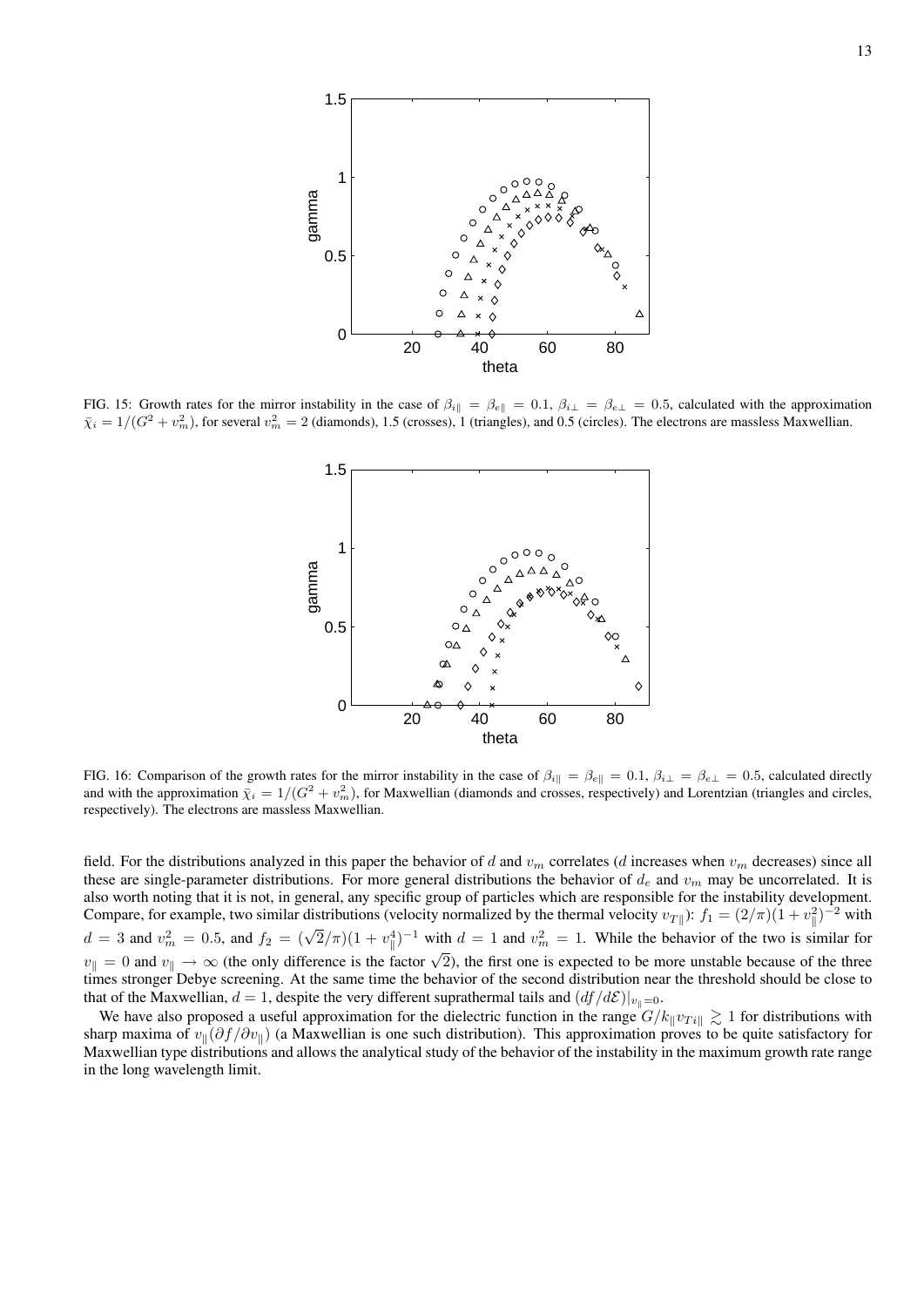FIG. 15: Growth rates for the mirror instability in the case of $\beta_{i\|} = \beta_{e\|} = 0.1$, $\beta_{i\perp} = \beta_{e\perp} = 0.5$, calculated with the approximation $\bar{\chi}_i = 1/(G^2 + v_m^2)$, for several $v_m^2 = 2$ (diamonds), 1.5 (crosses), 1 (triangles), and 0.5 (circles). The electrons are massless Maxwellian.

FIG. 16: Comparison of the growth rates for the mirror instability in the case of $\beta_{i\|} = \beta_{e\|} = 0.1$, $\beta_{i\perp} = \beta_{e\perp} = 0.5$, calculated directly and with the approximation $\bar{\chi}_i = 1/(G^2 + v_m^2)$, for Maxwellian (diamonds and crosses, respectively) and Lorentzian (triangles and circles, respectively). The electrons are massless Maxwellian.

field. For the distributions analyzed in this paper the behavior of $d$ and $v_m$ correlates ($d$ increases when $v_m$ decreases) since all these are single-parameter distributions. For more general distributions the behavior of $d_e$ and $v_m$ may be uncorrelated. It is also worth noting that it is not, in general, any specific group of particles which are responsible for the instability development. Compare, for example, two similar distributions (velocity normalized by the thermal velocity $v_{T\|}$): $f_1 = (2/\pi)(1 + v_\|^2)^{-2}$ with $d = 3$ and $v_m^2 = 0.5$, and $f_2 = (\sqrt{2}/\pi)(1 + v_\|^4)^{-1}$ with $d = 1$ and $v_m^2 = 1$. While the behavior of the two is similar for $v_\| = 0$ and $v_\| \to \infty$ (the only difference is the factor $\sqrt{2}$), the first one is expected to be more unstable because of the three times stronger Debye screening. At the same time the behavior of the second distribution near the threshold should be close to that of the Maxwellian, $d = 1$, despite the very different suprathermal tails and $(df/d\mathcal{E})|_{v_\|=0}$.

We have also proposed a useful approximation for the dielectric function in the range $G/k_\| v_{Ti\|} \gtrsim 1$ for distributions with sharp maxima of $v_\|(\partial f/\partial v_\|)$ (a Maxwellian is one such distribution). This approximation proves to be quite satisfactory for Maxwellian type distributions and allows the analytical study of the behavior of the instability in the maximum growth rate range in the long wavelength limit.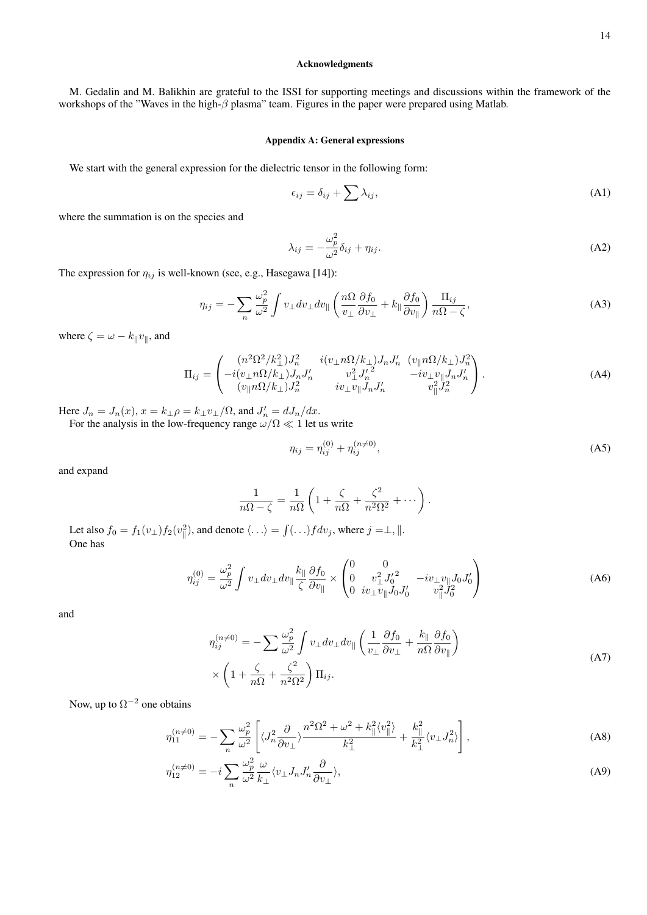### Acknowledgments

M. Gedalin and M. Balikhin are grateful to the ISSI for supporting meetings and discussions within the framework of the workshops of the "Waves in the high-$\beta$ plasma" team. Figures in the paper were prepared using Matlab.

### Appendix A: General expressions

We start with the general expression for the dielectric tensor in the following form:

$$\epsilon_{ij} = \delta_{ij} + \sum \lambda_{ij}, \tag{A1}$$

where the summation is on the species and

$$\lambda_{ij} = -\frac{\omega_p^2}{\omega^2}\delta_{ij} + \eta_{ij}. \tag{A2}$$

The expression for $\eta_{ij}$ is well-known (see, e.g., Hasegawa [14]):

$$\eta_{ij} = -\sum_n \frac{\omega_p^2}{\omega^2} \int v_\perp dv_\perp dv_\parallel \left( \frac{n\Omega}{v_\perp}\frac{\partial f_0}{\partial v_\perp} + k_\parallel \frac{\partial f_0}{\partial v_\parallel}\right) \frac{\Pi_{ij}}{n\Omega - \zeta}, \tag{A3}$$

where $\zeta = \omega - k_\parallel v_\parallel$, and

$$\Pi_{ij} = \begin{pmatrix} (n^2\Omega^2/k_\perp^2)J_n^2 & i(v_\perp n\Omega/k_\perp)J_nJ_n' & (v_\parallel n\Omega/k_\perp)J_n^2 \\ -i(v_\perp n\Omega/k_\perp)J_nJ_n' & v_\perp^2 {J_n'}^2 & -iv_\perp v_\parallel J_n J_n' \\ (v_\parallel n\Omega/k_\perp)J_n^2 & iv_\perp v_\parallel J_n J_n' & v_\parallel^2 J_n^2 \end{pmatrix}. \tag{A4}$$

Here $J_n = J_n(x)$, $x = k_\perp\rho = k_\perp v_\perp/\Omega$, and $J_n' = dJ_n/dx$.

For the analysis in the low-frequency range $\omega/\Omega \ll 1$ let us write

$$\eta_{ij} = \eta_{ij}^{(0)} + \eta_{ij}^{(n\neq 0)}, \tag{A5}$$

and expand

$$\frac{1}{n\Omega - \zeta} = \frac{1}{n\Omega}\left(1 + \frac{\zeta}{n\Omega} + \frac{\zeta^2}{n^2\Omega^2} + \cdots\right).$$

Let also $f_0 = f_1(v_\perp)f_2(v_\parallel^2)$, and denote $\langle\ldots\rangle = \int(\ldots)f dv_j$, where $j = \perp, \parallel$.

One has

$$\eta_{ij}^{(0)} = \frac{\omega_p^2}{\omega^2}\int v_\perp dv_\perp dv_\parallel \frac{k_\parallel}{\zeta}\frac{\partial f_0}{\partial v_\parallel} \times \begin{pmatrix} 0 & 0 & \\ 0 & v_\perp^2 {J_0'}^2 & -iv_\perp v_\parallel J_0 J_0' \\ 0 & iv_\perp v_\parallel J_0 J_0' & v_\parallel^2 J_0^2 \end{pmatrix} \tag{A6}$$

and

$$\begin{aligned} \eta_{ij}^{(n\neq 0)} = &-\sum \frac{\omega_p^2}{\omega^2}\int v_\perp dv_\perp dv_\parallel \left(\frac{1}{v_\perp}\frac{\partial f_0}{\partial v_\perp} + \frac{k_\parallel}{n\Omega}\frac{\partial f_0}{\partial v_\parallel}\right) \\ &\times \left(1 + \frac{\zeta}{n\Omega} + \frac{\zeta^2}{n^2\Omega^2}\right)\Pi_{ij}. \end{aligned} \tag{A7}$$

Now, up to $\Omega^{-2}$ one obtains

$$\eta_{11}^{(n\neq 0)} = -\sum_n \frac{\omega_p^2}{\omega^2}\left[\langle J_n^2 \frac{\partial}{\partial v_\perp}\rangle \frac{n^2\Omega^2 + \omega^2 + k_\parallel^2\langle v_\parallel^2\rangle}{k_\perp^2} + \frac{k_\parallel^2}{k_\perp^2}\langle v_\perp J_n^2\rangle\right], \tag{A8}$$

$$\eta_{12}^{(n\neq 0)} = -i\sum_n \frac{\omega_p^2}{\omega^2}\frac{\omega}{k_\perp}\langle v_\perp J_n J_n' \frac{\partial}{\partial v_\perp}\rangle, \tag{A9}$$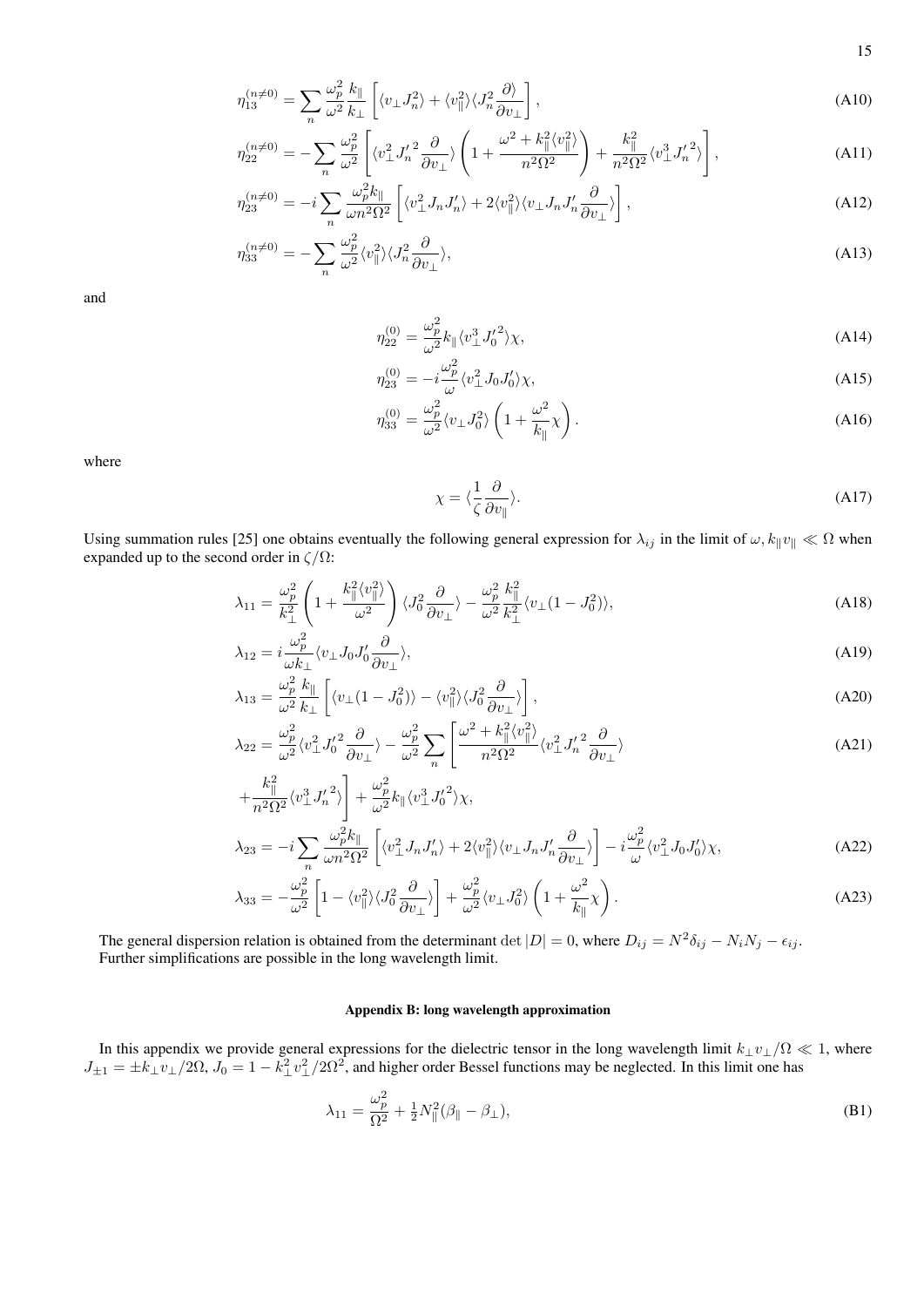$$\eta_{13}^{(n\neq0)} = \sum_n \frac{\omega_p^2}{\omega^2}\frac{k_\parallel}{k_\perp}\left[\langle v_\perp J_n^2\rangle + \langle v_\parallel^2\rangle\langle J_n^2 \frac{\partial\rangle}{\partial v_\perp}\right], \tag{A10}$$

$$\eta_{22}^{(n\neq0)} = -\sum_n \frac{\omega_p^2}{\omega^2}\left[\langle v_\perp^2 {J_n'}^2 \frac{\partial}{\partial v_\perp}\rangle\left(1 + \frac{\omega^2 + k_\parallel^2\langle v_\parallel^2\rangle}{n^2\Omega^2}\right) + \frac{k_\parallel^2}{n^2\Omega^2}\langle v_\perp^3 {J_n'}^2\rangle\right], \tag{A11}$$

$$\eta_{23}^{(n\neq0)} = -i\sum_n \frac{\omega_p^2 k_\parallel}{\omega n^2\Omega^2}\left[\langle v_\perp^2 J_n J_n'\rangle + 2\langle v_\parallel^2\rangle\langle v_\perp J_n J_n' \frac{\partial}{\partial v_\perp}\rangle\right], \tag{A12}$$

$$\eta_{33}^{(n\neq0)} = -\sum_n \frac{\omega_p^2}{\omega^2}\langle v_\parallel^2\rangle\langle J_n^2\frac{\partial}{\partial v_\perp}\rangle, \tag{A13}$$

and

$$\eta_{22}^{(0)} = \frac{\omega_p^2}{\omega^2}k_\parallel\langle v_\perp^3 {J_0'}^2\rangle\chi, \tag{A14}$$

$$\eta_{23}^{(0)} = -i\frac{\omega_p^2}{\omega}\langle v_\perp^2 J_0 J_0'\rangle\chi, \tag{A15}$$

$$\eta_{33}^{(0)} = \frac{\omega_p^2}{\omega^2}\langle v_\perp J_0^2\rangle\left(1 + \frac{\omega^2}{k_\parallel}\chi\right). \tag{A16}$$

where

$$\chi = \langle\frac{1}{\zeta}\frac{\partial}{\partial v_\parallel}\rangle. \tag{A17}$$

Using summation rules [25] one obtains eventually the following general expression for $\lambda_{ij}$ in the limit of $\omega, k_\parallel v_\parallel \ll \Omega$ when expanded up to the second order in $\zeta/\Omega$:

$$\lambda_{11} = \frac{\omega_p^2}{k_\perp^2}\left(1 + \frac{k_\parallel^2\langle v_\parallel^2\rangle}{\omega^2}\right)\langle J_0^2\frac{\partial}{\partial v_\perp}\rangle - \frac{\omega_p^2}{\omega^2}\frac{k_\parallel^2}{k_\perp^2}\langle v_\perp(1-J_0^2)\rangle, \tag{A18}$$

$$\lambda_{12} = i\frac{\omega_p^2}{\omega k_\perp}\langle v_\perp J_0 J_0'\frac{\partial}{\partial v_\perp}\rangle, \tag{A19}$$

$$\lambda_{13} = \frac{\omega_p^2}{\omega^2}\frac{k_\parallel}{k_\perp}\left[\langle v_\perp(1-J_0^2)\rangle - \langle v_\parallel^2\rangle\langle J_0^2\frac{\partial}{\partial v_\perp}\rangle\right], \tag{A20}$$

$$\lambda_{22} = \frac{\omega_p^2}{\omega^2}\langle v_\perp^2 {J_0'}^2\frac{\partial}{\partial v_\perp}\rangle - \frac{\omega_p^2}{\omega^2}\sum_n\left[\frac{\omega^2 + k_\parallel^2\langle v_\parallel^2\rangle}{n^2\Omega^2}\langle v_\perp^2 {J_n'}^2\frac{\partial}{\partial v_\perp}\rangle + \frac{k_\parallel^2}{n^2\Omega^2}\langle v_\perp^3 {J_n'}^2\rangle\right] + \frac{\omega_p^2}{\omega^2}k_\parallel\langle v_\perp^3 {J_0'}^2\rangle\chi, \tag{A21}$$

$$\lambda_{23} = -i\sum_n \frac{\omega_p^2 k_\parallel}{\omega n^2\Omega^2}\left[\langle v_\perp^2 J_n J_n'\rangle + 2\langle v_\parallel^2\rangle\langle v_\perp J_n J_n'\frac{\partial}{\partial v_\perp}\rangle\right] - i\frac{\omega_p^2}{\omega}\langle v_\perp^2 J_0 J_0'\rangle\chi, \tag{A22}$$

$$\lambda_{33} = -\frac{\omega_p^2}{\omega^2}\left[1 - \langle v_\parallel^2\rangle\langle J_0^2\frac{\partial}{\partial v_\perp}\rangle\right] + \frac{\omega_p^2}{\omega^2}\langle v_\perp J_0^2\rangle\left(1 + \frac{\omega^2}{k_\parallel}\chi\right). \tag{A23}$$

The general dispersion relation is obtained from the determinant $\det|D| = 0$, where $D_{ij} = N^2\delta_{ij} - N_iN_j - \epsilon_{ij}$. Further simplifications are possible in the long wavelength limit.

### Appendix B: long wavelength approximation

In this appendix we provide general expressions for the dielectric tensor in the long wavelength limit $k_\perp v_\perp/\Omega \ll 1$, where $J_{\pm1} = \pm k_\perp v_\perp/2\Omega$, $J_0 = 1 - k_\perp^2 v_\perp^2/2\Omega^2$, and higher order Bessel functions may be neglected. In this limit one has

$$\lambda_{11} = \frac{\omega_p^2}{\Omega^2} + \tfrac{1}{2}N_\parallel^2(\beta_\parallel - \beta_\perp), \tag{B1}$$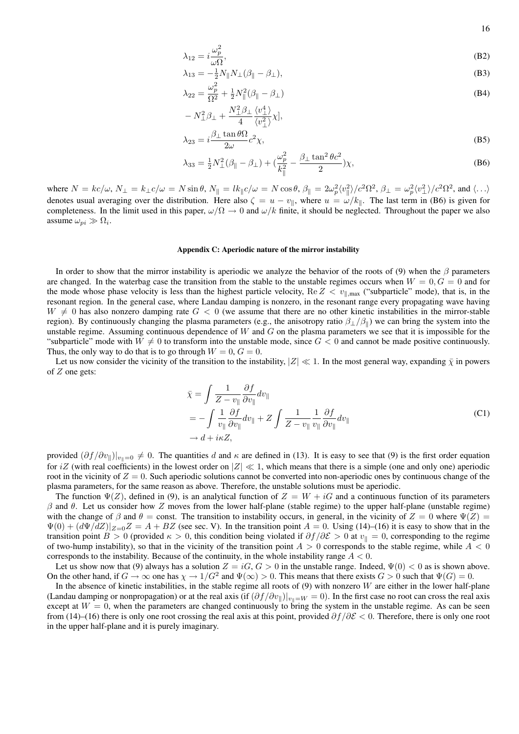$$\lambda_{12} = i\frac{\omega_p^2}{\omega\Omega}, \tag{B2}$$

$$\lambda_{13} = -\tfrac{1}{2}N_\parallel N_\perp(\beta_\parallel - \beta_\perp), \tag{B3}$$

$$\lambda_{22} = \frac{\omega_p^2}{\Omega^2} + \tfrac{1}{2}N_\parallel^2(\beta_\parallel - \beta_\perp) \tag{B4}$$

$$- N_\perp^2\beta_\perp + \frac{N_\perp^2\beta_\perp}{4}\frac{\langle v_\perp^4\rangle}{\langle v_\perp^2\rangle}\chi],$$

$$\lambda_{23} = i\frac{\beta_\perp \tan\theta\Omega}{2\omega}c^2\chi, \tag{B5}$$

$$\lambda_{33} = \tfrac{1}{2}N_\perp^2(\beta_\parallel - \beta_\perp) + (\frac{\omega_p^2}{k_\parallel^2} - \frac{\beta_\perp \tan^2\theta c^2}{2})\chi, \tag{B6}$$

where $N = kc/\omega$, $N_\perp = k_\perp c/\omega = N\sin\theta$, $N_\parallel = lk_\parallel c/\omega = N\cos\theta$, $\beta_\parallel = 2\omega_p^2\langle v_\parallel^2\rangle/c^2\Omega^2$, $\beta_\perp = \omega_p^2\langle v_\perp^2\rangle/c^2\Omega^2$, and $\langle\ldots\rangle$ denotes usual averaging over the distribution. Here also $\zeta = u - v_\parallel$, where $u = \omega/k_\parallel$. The last term in (B6) is given for completeness. In the limit used in this paper, $\omega/\Omega \to 0$ and $\omega/k$ finite, it should be neglected. Throughout the paper we also assume $\omega_{pi} \gg \Omega_i$.

### Appendix C: Aperiodic nature of the mirror instability

In order to show that the mirror instability is aperiodic we analyze the behavior of the roots of (9) when the $\beta$ parameters are changed. In the waterbag case the transition from the stable to the unstable regimes occurs when $W = 0, G = 0$ and for the mode whose phase velocity is less than the highest particle velocity, $\operatorname{Re} Z < v_{\parallel,\max}$ ("subparticle" mode), that is, in the resonant region. In the general case, where Landau damping is nonzero, in the resonant range every propagating wave having $W \neq 0$ has also nonzero damping rate $G < 0$ (we assume that there are no other kinetic instabilities in the mirror-stable region). By continuously changing the plasma parameters (e.g., the anisotropy ratio $\beta_\perp/\beta_\parallel$) we can bring the system into the unstable regime. Assuming continuous dependence of $W$ and $G$ on the plasma parameters we see that it is impossible for the "subparticle" mode with $W \neq 0$ to transform into the unstable mode, since $G < 0$ and cannot be made positive continuously. Thus, the only way to do that is to go through $W = 0, G = 0$.

Let us now consider the vicinity of the transition to the instability, $|Z| \ll 1$. In the most general way, expanding $\bar{\chi}$ in powers of $Z$ one gets:

$$\begin{aligned}
\bar{\chi} &= \int \frac{1}{Z - v_\parallel}\frac{\partial f}{\partial v_\parallel}dv_\parallel \\
&= -\int \frac{1}{v_\parallel}\frac{\partial f}{\partial v_\parallel}dv_\parallel + Z\int \frac{1}{Z - v_\parallel}\frac{1}{v_\parallel}\frac{\partial f}{\partial v_\parallel}dv_\parallel \\
&\to d + i\kappa Z,
\end{aligned} \tag{C1}$$

provided $(\partial f/\partial v_\parallel)|_{v_\parallel = 0} \neq 0$. The quantities $d$ and $\kappa$ are defined in (13). It is easy to see that (9) is the first order equation for $iZ$ (with real coefficients) in the lowest order on $|Z| \ll 1$, which means that there is a simple (one and only one) aperiodic root in the vicinity of $Z = 0$. Such aperiodic solutions cannot be converted into non-aperiodic ones by continuous change of the plasma parameters, for the same reason as above. Therefore, the unstable solutions must be aperiodic.

The function $\Psi(Z)$, defined in (9), is an analytical function of $Z = W + iG$ and a continuous function of its parameters $\beta$ and $\theta$. Let us consider how $Z$ moves from the lower half-plane (stable regime) to the upper half-plane (unstable regime) with the change of $\beta$ and $\theta = \text{const}$. The transition to instability occurs, in general, in the vicinity of $Z = 0$ where $\Psi(Z) = \Psi(0) + (d\Psi/dZ)|_{Z=0}Z = A + BZ$ (see sec. V). In the transition point $A = 0$. Using (14)–(16) it is easy to show that in the transition point $B > 0$ (provided $\kappa > 0$, this condition being violated if $\partial f/\partial\mathcal{E} > 0$ at $v_\parallel = 0$, corresponding to the regime of two-hump instability), so that in the vicinity of the transition point $A > 0$ corresponds to the stable regime, while $A < 0$ corresponds to the instability. Because of the continuity, in the whole instability range $A < 0$.

Let us show now that (9) always has a solution $Z = iG$, $G > 0$ in the unstable range. Indeed, $\Psi(0) < 0$ as is shown above. On the other hand, if $G \to \infty$ one has $\chi \to 1/G^2$ and $\Psi(\infty) > 0$. This means that there exists $G > 0$ such that $\Psi(G) = 0$.

In the absence of kinetic instabilities, in the stable regime all roots of (9) with nonzero $W$ are either in the lower half-plane (Landau damping or nonpropagation) or at the real axis (if $(\partial f/\partial v_\parallel)|_{v_\parallel = W} = 0$). In the first case no root can cross the real axis except at $W = 0$, when the parameters are changed continuously to bring the system in the unstable regime. As can be seen from (14)–(16) there is only one root crossing the real axis at this point, provided $\partial f/\partial\mathcal{E} < 0$. Therefore, there is only one root in the upper half-plane and it is purely imaginary.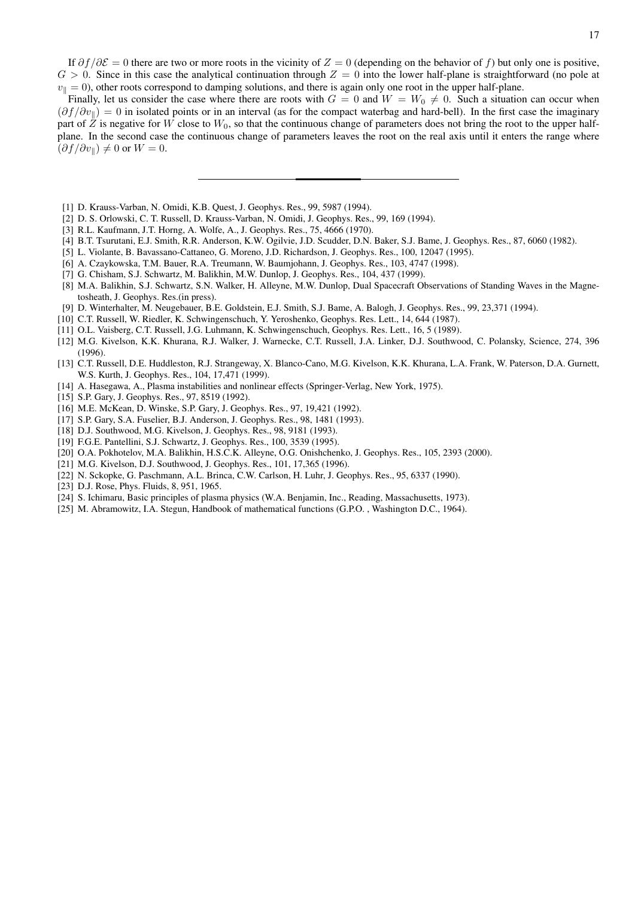If $\partial f/\partial \mathcal{E} = 0$ there are two or more roots in the vicinity of $Z = 0$ (depending on the behavior of $f$) but only one is positive, $G > 0$. Since in this case the analytical continuation through $Z = 0$ into the lower half-plane is straightforward (no pole at $v_\parallel = 0$), other roots correspond to damping solutions, and there is again only one root in the upper half-plane.

Finally, let us consider the case where there are roots with $G = 0$ and $W = W_0 \neq 0$. Such a situation can occur when $(\partial f/\partial v_\parallel) = 0$ in isolated points or in an interval (as for the compact waterbag and hard-bell). In the first case the imaginary part of $Z$ is negative for $W$ close to $W_0$, so that the continuous change of parameters does not bring the root to the upper half-plane. In the second case the continuous change of parameters leaves the root on the real axis until it enters the range where $(\partial f/\partial v_\parallel) \neq 0$ or $W = 0$.

---

[1] D. Krauss-Varban, N. Omidi, K.B. Quest, J. Geophys. Res., 99, 5987 (1994).

[2] D. S. Orlowski, C. T. Russell, D. Krauss-Varban, N. Omidi, J. Geophys. Res., 99, 169 (1994).

[3] R.L. Kaufmann, J.T. Horng, A. Wolfe, A., J. Geophys. Res., 75, 4666 (1970).

[4] B.T. Tsurutani, E.J. Smith, R.R. Anderson, K.W. Ogilvie, J.D. Scudder, D.N. Baker, S.J. Bame, J. Geophys. Res., 87, 6060 (1982).

[5] L. Violante, B. Bavassano-Cattaneo, G. Moreno, J.D. Richardson, J. Geophys. Res., 100, 12047 (1995).

[6] A. Czaykowska, T.M. Bauer, R.A. Treumann, W. Baumjohann, J. Geophys. Res., 103, 4747 (1998).

[7] G. Chisham, S.J. Schwartz, M. Balikhin, M.W. Dunlop, J. Geophys. Res., 104, 437 (1999).

[8] M.A. Balikhin, S.J. Schwartz, S.N. Walker, H. Alleyne, M.W. Dunlop, Dual Spacecraft Observations of Standing Waves in the Magnetosheath, J. Geophys. Res.(in press).

[9] D. Winterhalter, M. Neugebauer, B.E. Goldstein, E.J. Smith, S.J. Bame, A. Balogh, J. Geophys. Res., 99, 23,371 (1994).

[10] C.T. Russell, W. Riedler, K. Schwingenschuch, Y. Yeroshenko, Geophys. Res. Lett., 14, 644 (1987).

[11] O.L. Vaisberg, C.T. Russell, J.G. Luhmann, K. Schwingenschuch, Geophys. Res. Lett., 16, 5 (1989).

[12] M.G. Kivelson, K.K. Khurana, R.J. Walker, J. Warnecke, C.T. Russell, J.A. Linker, D.J. Southwood, C. Polansky, Science, 274, 396 (1996).

[13] C.T. Russell, D.E. Huddleston, R.J. Strangeway, X. Blanco-Cano, M.G. Kivelson, K.K. Khurana, L.A. Frank, W. Paterson, D.A. Gurnett, W.S. Kurth, J. Geophys. Res., 104, 17,471 (1999).

[14] A. Hasegawa, A., Plasma instabilities and nonlinear effects (Springer-Verlag, New York, 1975).

[15] S.P. Gary, J. Geophys. Res., 97, 8519 (1992).

[16] M.E. McKean, D. Winske, S.P. Gary, J. Geophys. Res., 97, 19,421 (1992).

[17] S.P. Gary, S.A. Fuselier, B.J. Anderson, J. Geophys. Res., 98, 1481 (1993).

[18] D.J. Southwood, M.G. Kivelson, J. Geophys. Res., 98, 9181 (1993).

[19] F.G.E. Pantellini, S.J. Schwartz, J. Geophys. Res., 100, 3539 (1995).

[20] O.A. Pokhotelov, M.A. Balikhin, H.S.C.K. Alleyne, O.G. Onishchenko, J. Geophys. Res., 105, 2393 (2000).

[21] M.G. Kivelson, D.J. Southwood, J. Geophys. Res., 101, 17,365 (1996).

[22] N. Sckopke, G. Paschmann, A.L. Brinca, C.W. Carlson, H. Luhr, J. Geophys. Res., 95, 6337 (1990).

[23] D.J. Rose, Phys. Fluids, 8, 951, 1965.

[24] S. Ichimaru, Basic principles of plasma physics (W.A. Benjamin, Inc., Reading, Massachusetts, 1973).

[25] M. Abramowitz, I.A. Stegun, Handbook of mathematical functions (G.P.O. , Washington D.C., 1964).